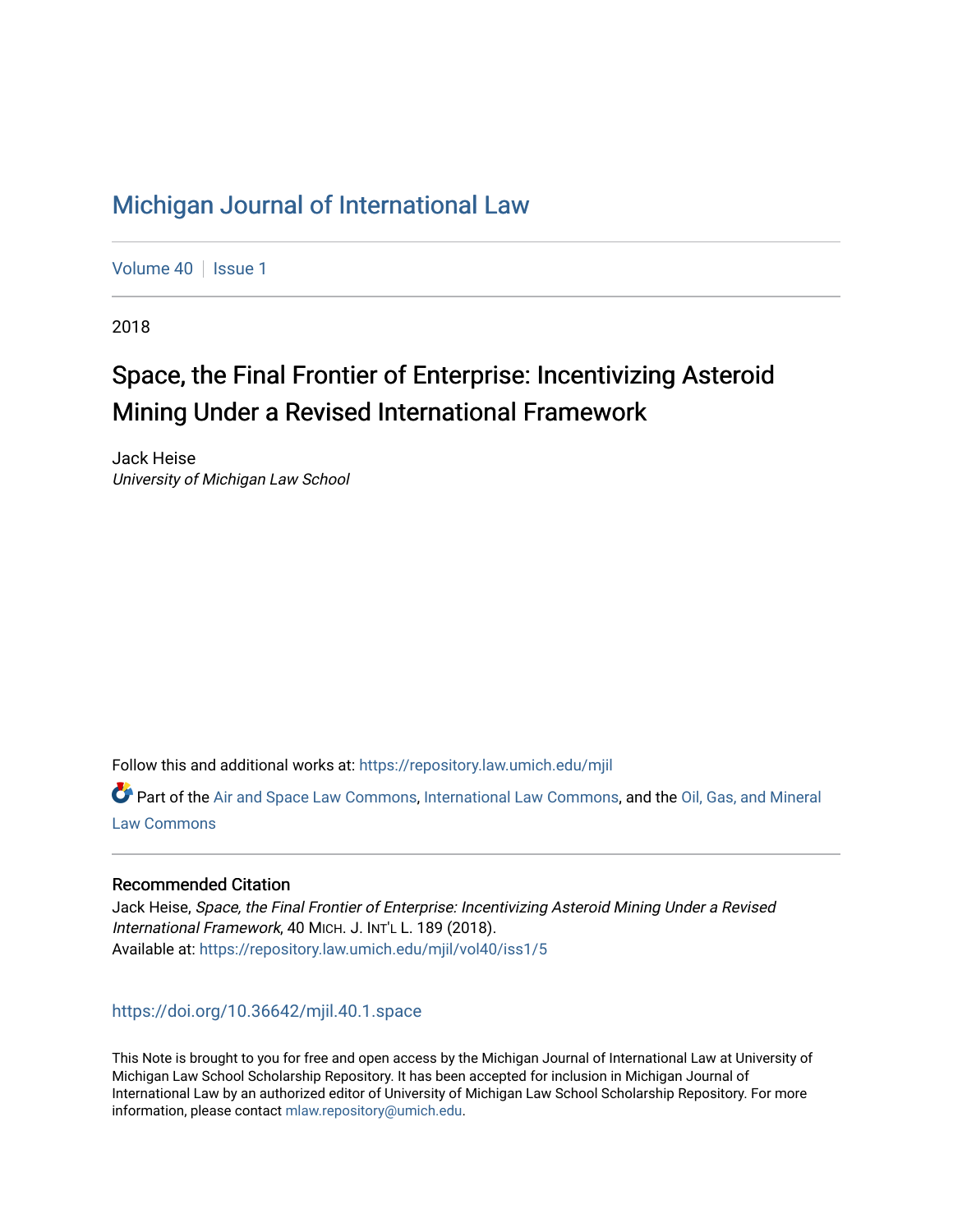# Michigan Journal of International Law

Volume 40 | Issue 1

2018

## Space, the Final Frontier of Enterprise: Incentivizing Asteroid Mining Under a Revised International Framework

Jack Heise
*University of Michigan Law School*

Follow this and additional works at: https://repository.law.umich.edu/mjil

Part of the Air and Space Law Commons, International Law Commons, and the Oil, Gas, and Mineral Law Commons

### Recommended Citation

Jack Heise, *Space, the Final Frontier of Enterprise: Incentivizing Asteroid Mining Under a Revised International Framework*, 40 MICH. J. INT'L L. 189 (2018).
Available at: https://repository.law.umich.edu/mjil/vol40/iss1/5

https://doi.org/10.36642/mjil.40.1.space

This Note is brought to you for free and open access by the Michigan Journal of International Law at University of Michigan Law School Scholarship Repository. It has been accepted for inclusion in Michigan Journal of International Law by an authorized editor of University of Michigan Law School Scholarship Repository. For more information, please contact mlaw.repository@umich.edu.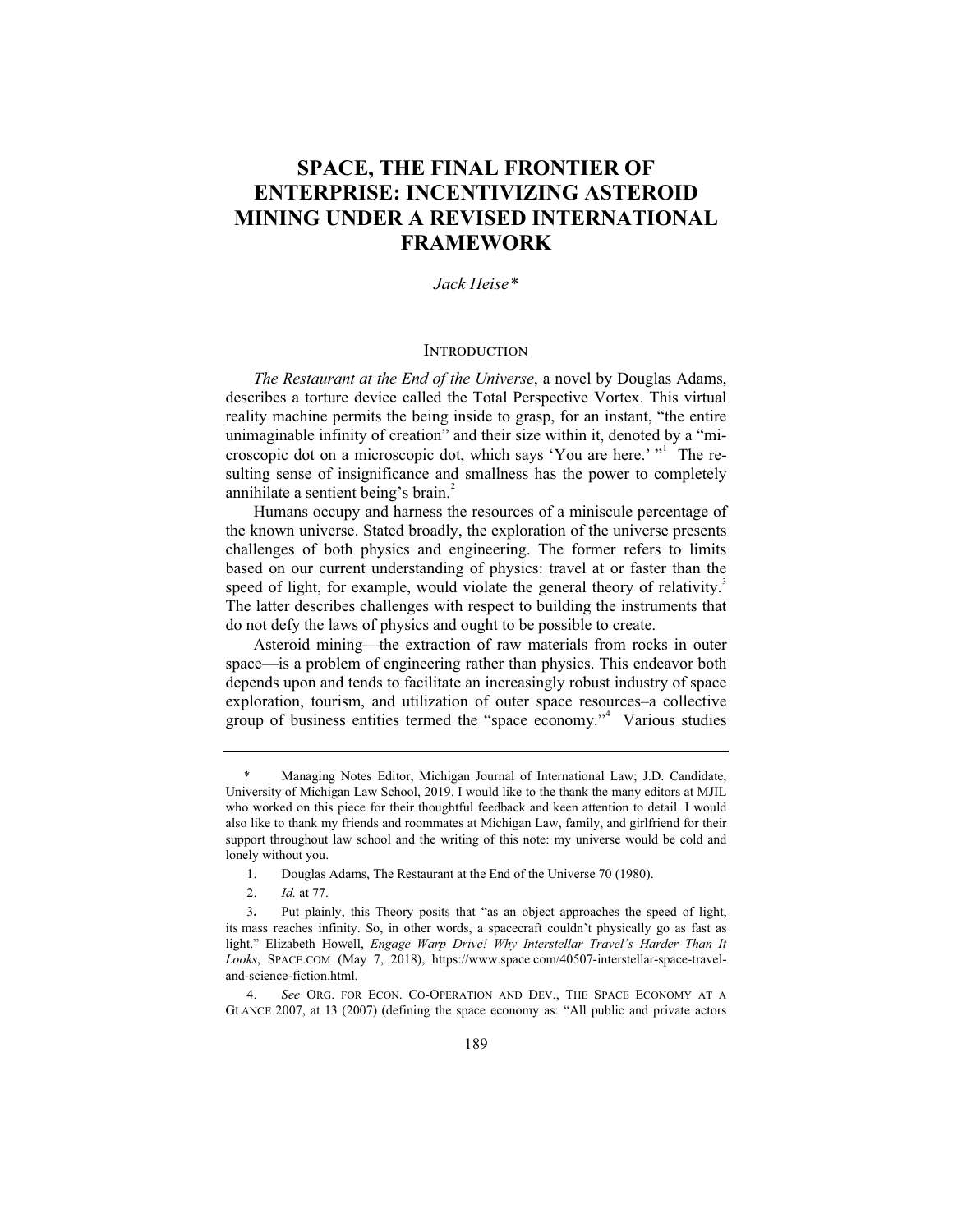# SPACE, THE FINAL FRONTIER OF ENTERPRISE: INCENTIVIZING ASTEROID MINING UNDER A REVISED INTERNATIONAL FRAMEWORK

*Jack Heise**

## Introduction

*The Restaurant at the End of the Universe*, a novel by Douglas Adams, describes a torture device called the Total Perspective Vortex. This virtual reality machine permits the being inside to grasp, for an instant, "the entire unimaginable infinity of creation" and their size within it, denoted by a "microscopic dot on a microscopic dot, which says 'You are here.' "[1] The resulting sense of insignificance and smallness has the power to completely annihilate a sentient being's brain.[2]

Humans occupy and harness the resources of a miniscule percentage of the known universe. Stated broadly, the exploration of the universe presents challenges of both physics and engineering. The former refers to limits based on our current understanding of physics: travel at or faster than the speed of light, for example, would violate the general theory of relativity.[3] The latter describes challenges with respect to building the instruments that do not defy the laws of physics and ought to be possible to create.

Asteroid mining—the extraction of raw materials from rocks in outer space—is a problem of engineering rather than physics. This endeavor both depends upon and tends to facilitate an increasingly robust industry of space exploration, tourism, and utilization of outer space resources–a collective group of business entities termed the "space economy."[4] Various studies

---

\* Managing Notes Editor, Michigan Journal of International Law; J.D. Candidate, University of Michigan Law School, 2019. I would like to the thank the many editors at MJIL who worked on this piece for their thoughtful feedback and keen attention to detail. I would also like to thank my friends and roommates at Michigan Law, family, and girlfriend for their support throughout law school and the writing of this note: my universe would be cold and lonely without you.

1. Douglas Adams, The Restaurant at the End of the Universe 70 (1980).

2. *Id.* at 77.

3. Put plainly, this Theory posits that "as an object approaches the speed of light, its mass reaches infinity. So, in other words, a spacecraft couldn't physically go as fast as light." Elizabeth Howell, *Engage Warp Drive! Why Interstellar Travel's Harder Than It Looks*, SPACE.COM (May 7, 2018), https://www.space.com/40507-interstellar-space-travel-and-science-fiction.html.

4. *See* ORG. FOR ECON. CO-OPERATION AND DEV., THE SPACE ECONOMY AT A GLANCE 2007, at 13 (2007) (defining the space economy as: "All public and private actors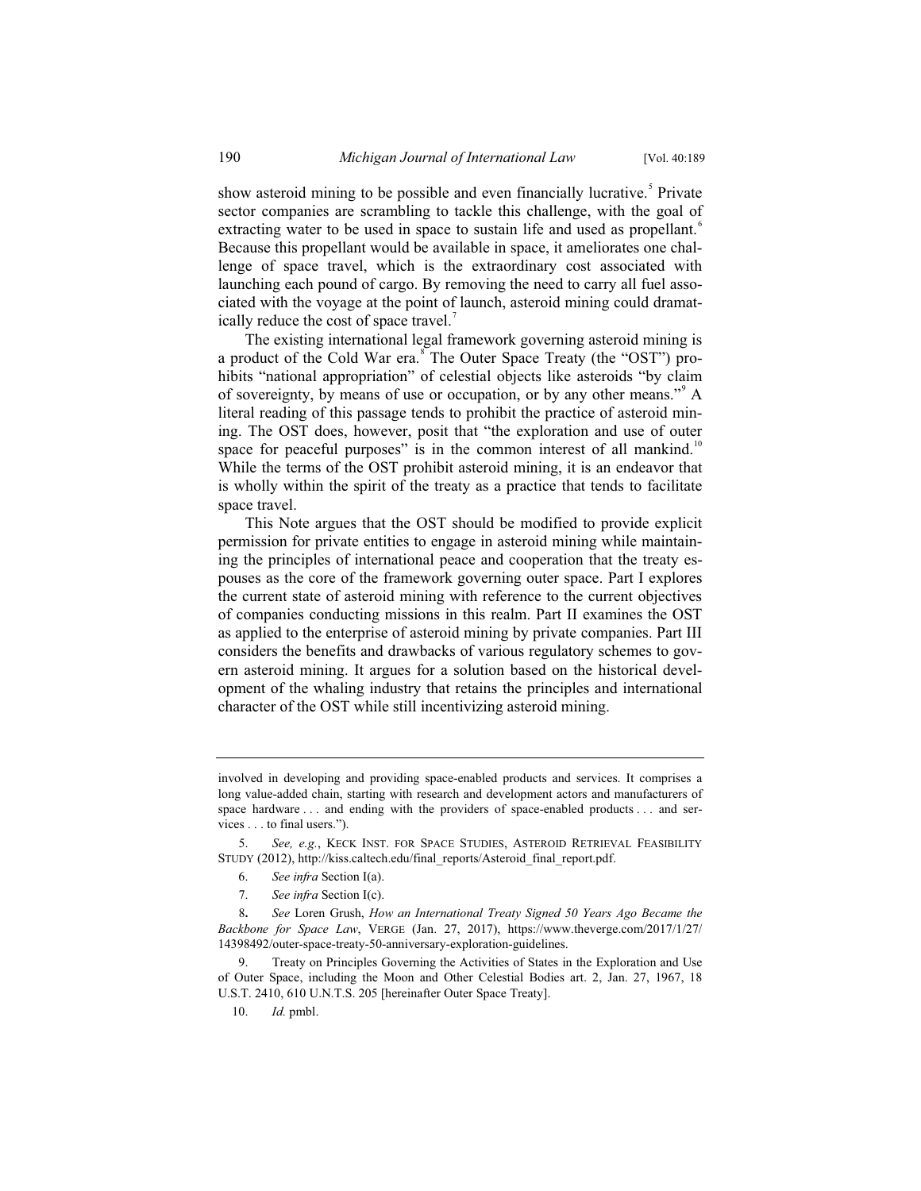show asteroid mining to be possible and even financially lucrative.[5] Private sector companies are scrambling to tackle this challenge, with the goal of extracting water to be used in space to sustain life and used as propellant.[6] Because this propellant would be available in space, it ameliorates one challenge of space travel, which is the extraordinary cost associated with launching each pound of cargo. By removing the need to carry all fuel associated with the voyage at the point of launch, asteroid mining could dramatically reduce the cost of space travel.[7]

The existing international legal framework governing asteroid mining is a product of the Cold War era.[8] The Outer Space Treaty (the "OST") prohibits "national appropriation" of celestial objects like asteroids "by claim of sovereignty, by means of use or occupation, or by any other means."[9] A literal reading of this passage tends to prohibit the practice of asteroid mining. The OST does, however, posit that "the exploration and use of outer space for peaceful purposes" is in the common interest of all mankind.[10] While the terms of the OST prohibit asteroid mining, it is an endeavor that is wholly within the spirit of the treaty as a practice that tends to facilitate space travel.

This Note argues that the OST should be modified to provide explicit permission for private entities to engage in asteroid mining while maintaining the principles of international peace and cooperation that the treaty espouses as the core of the framework governing outer space. Part I explores the current state of asteroid mining with reference to the current objectives of companies conducting missions in this realm. Part II examines the OST as applied to the enterprise of asteroid mining by private companies. Part III considers the benefits and drawbacks of various regulatory schemes to govern asteroid mining. It argues for a solution based on the historical development of the whaling industry that retains the principles and international character of the OST while still incentivizing asteroid mining.

---

involved in developing and providing space-enabled products and services. It comprises a long value-added chain, starting with research and development actors and manufacturers of space hardware . . . and ending with the providers of space-enabled products . . . and services . . . to final users.").

5. *See, e.g.*, KECK INST. FOR SPACE STUDIES, ASTEROID RETRIEVAL FEASIBILITY STUDY (2012), http://kiss.caltech.edu/final_reports/Asteroid_final_report.pdf.

6. *See infra* Section I(a).

7. *See infra* Section I(c).

8. *See* Loren Grush, *How an International Treaty Signed 50 Years Ago Became the Backbone for Space Law*, VERGE (Jan. 27, 2017), https://www.theverge.com/2017/1/27/14398492/outer-space-treaty-50-anniversary-exploration-guidelines.

9. Treaty on Principles Governing the Activities of States in the Exploration and Use of Outer Space, including the Moon and Other Celestial Bodies art. 2, Jan. 27, 1967, 18 U.S.T. 2410, 610 U.N.T.S. 205 [hereinafter Outer Space Treaty].

10. *Id.* pmbl.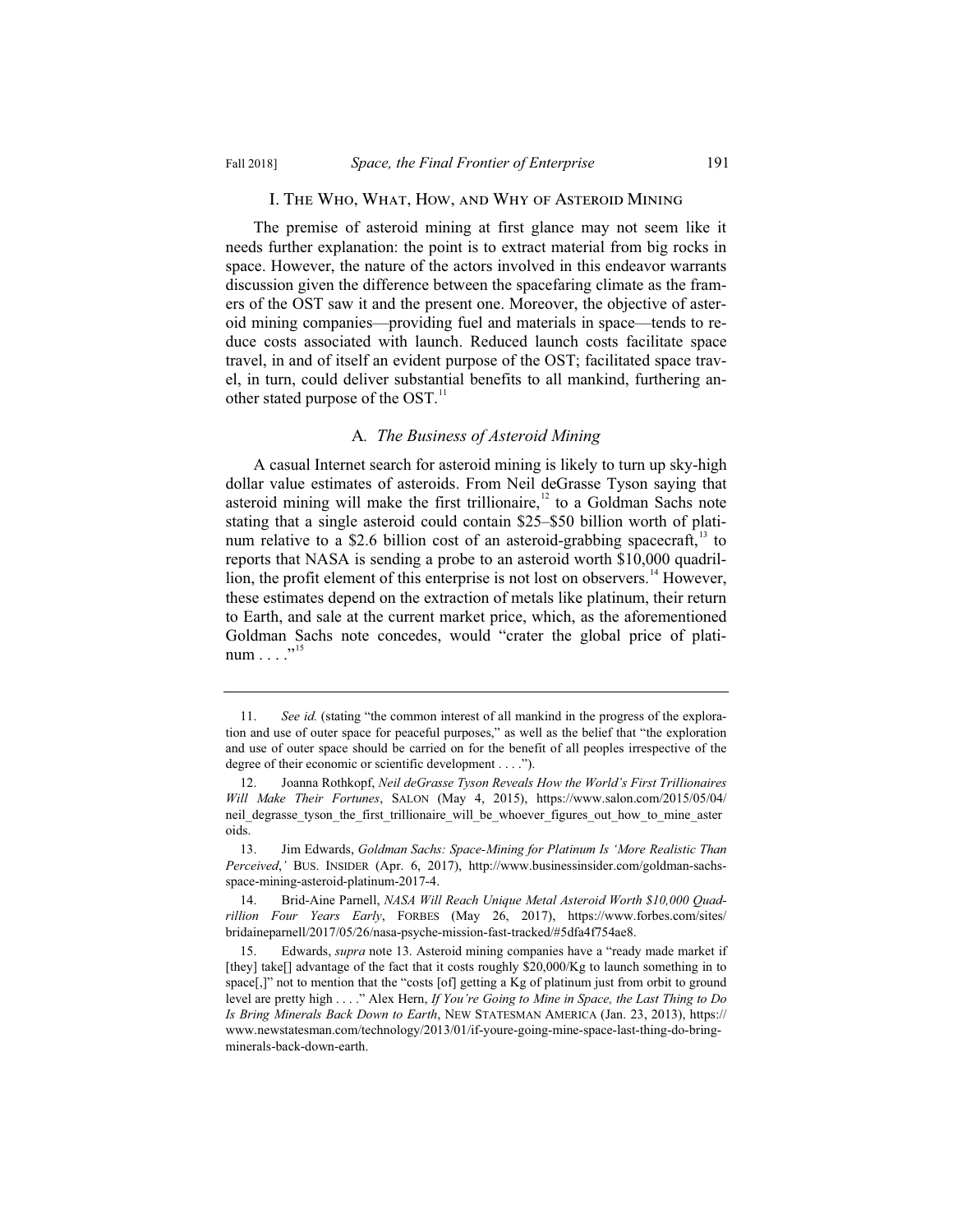## I. The Who, What, How, and Why of Asteroid Mining

The premise of asteroid mining at first glance may not seem like it needs further explanation: the point is to extract material from big rocks in space. However, the nature of the actors involved in this endeavor warrants discussion given the difference between the spacefaring climate as the framers of the OST saw it and the present one. Moreover, the objective of asteroid mining companies—providing fuel and materials in space—tends to reduce costs associated with launch. Reduced launch costs facilitate space travel, in and of itself an evident purpose of the OST; facilitated space travel, in turn, could deliver substantial benefits to all mankind, furthering another stated purpose of the OST.[11]

### A. *The Business of Asteroid Mining*

A casual Internet search for asteroid mining is likely to turn up sky-high dollar value estimates of asteroids. From Neil deGrasse Tyson saying that asteroid mining will make the first trillionaire,[12] to a Goldman Sachs note stating that a single asteroid could contain $25–$50 billion worth of platinum relative to a $2.6 billion cost of an asteroid-grabbing spacecraft,[13] to reports that NASA is sending a probe to an asteroid worth $10,000 quadrillion, the profit element of this enterprise is not lost on observers.[14] However, these estimates depend on the extraction of metals like platinum, their return to Earth, and sale at the current market price, which, as the aforementioned Goldman Sachs note concedes, would "crater the global price of platinum . . . ."[15]

---

11. *See id.* (stating "the common interest of all mankind in the progress of the exploration and use of outer space for peaceful purposes," as well as the belief that "the exploration and use of outer space should be carried on for the benefit of all peoples irrespective of the degree of their economic or scientific development . . . .").

12. Joanna Rothkopf, *Neil deGrasse Tyson Reveals How the World's First Trillionaires Will Make Their Fortunes*, SALON (May 4, 2015), https://www.salon.com/2015/05/04/neil_degrasse_tyson_the_first_trillionaire_will_be_whoever_figures_out_how_to_mine_asteroids.

13. Jim Edwards, *Goldman Sachs: Space-Mining for Platinum Is 'More Realistic Than Perceived,'* BUS. INSIDER (Apr. 6, 2017), http://www.businessinsider.com/goldman-sachs-space-mining-asteroid-platinum-2017-4.

14. Brid-Aine Parnell, *NASA Will Reach Unique Metal Asteroid Worth $10,000 Quadrillion Four Years Early*, FORBES (May 26, 2017), https://www.forbes.com/sites/bridaineparnell/2017/05/26/nasa-psyche-mission-fast-tracked/#5dfa4f754ae8.

15. Edwards, *supra* note 13. Asteroid mining companies have a "ready made market if [they] take[] advantage of the fact that it costs roughly $20,000/Kg to launch something in to space[,]" not to mention that the "costs [of] getting a Kg of platinum just from orbit to ground level are pretty high . . . ." Alex Hern, *If You're Going to Mine in Space, the Last Thing to Do Is Bring Minerals Back Down to Earth*, NEW STATESMAN AMERICA (Jan. 23, 2013), https://www.newstatesman.com/technology/2013/01/if-youre-going-mine-space-last-thing-do-bring-minerals-back-down-earth.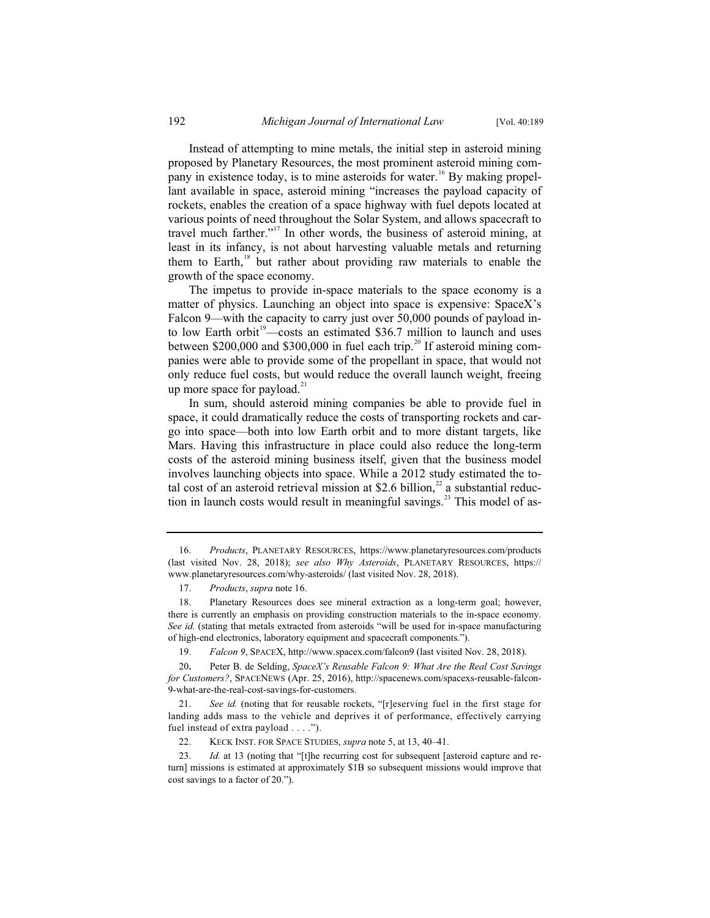Instead of attempting to mine metals, the initial step in asteroid mining proposed by Planetary Resources, the most prominent asteroid mining company in existence today, is to mine asteroids for water.[16] By making propellant available in space, asteroid mining "increases the payload capacity of rockets, enables the creation of a space highway with fuel depots located at various points of need throughout the Solar System, and allows spacecraft to travel much farther."[17] In other words, the business of asteroid mining, at least in its infancy, is not about harvesting valuable metals and returning them to Earth,[18] but rather about providing raw materials to enable the growth of the space economy.

The impetus to provide in-space materials to the space economy is a matter of physics. Launching an object into space is expensive: SpaceX's Falcon 9—with the capacity to carry just over 50,000 pounds of payload into low Earth orbit[19]—costs an estimated $36.7 million to launch and uses between $200,000 and $300,000 in fuel each trip.[20] If asteroid mining companies were able to provide some of the propellant in space, that would not only reduce fuel costs, but would reduce the overall launch weight, freeing up more space for payload.[21]

In sum, should asteroid mining companies be able to provide fuel in space, it could dramatically reduce the costs of transporting rockets and cargo into space—both into low Earth orbit and to more distant targets, like Mars. Having this infrastructure in place could also reduce the long-term costs of the asteroid mining business itself, given that the business model involves launching objects into space. While a 2012 study estimated the total cost of an asteroid retrieval mission at $2.6 billion,[22] a substantial reduction in launch costs would result in meaningful savings.[23] This model of as-

---

16. *Products*, PLANETARY RESOURCES, https://www.planetaryresources.com/products (last visited Nov. 28, 2018); *see also Why Asteroids*, PLANETARY RESOURCES, https://www.planetaryresources.com/why-asteroids/ (last visited Nov. 28, 2018).

17. *Products*, *supra* note 16.

18. Planetary Resources does see mineral extraction as a long-term goal; however, there is currently an emphasis on providing construction materials to the in-space economy. *See id.* (stating that metals extracted from asteroids "will be used for in-space manufacturing of high-end electronics, laboratory equipment and spacecraft components.").

19. *Falcon 9*, SPACEX, http://www.spacex.com/falcon9 (last visited Nov. 28, 2018).

20. Peter B. de Selding, *SpaceX's Reusable Falcon 9: What Are the Real Cost Savings for Customers?*, SPACENEWS (Apr. 25, 2016), http://spacenews.com/spacexs-reusable-falcon-9-what-are-the-real-cost-savings-for-customers.

21. *See id.* (noting that for reusable rockets, "[r]eserving fuel in the first stage for landing adds mass to the vehicle and deprives it of performance, effectively carrying fuel instead of extra payload . . . .").

22. KECK INST. FOR SPACE STUDIES, *supra* note 5, at 13, 40–41.

23. *Id.* at 13 (noting that "[t]he recurring cost for subsequent [asteroid capture and return] missions is estimated at approximately $1B so subsequent missions would improve that cost savings to a factor of 20.").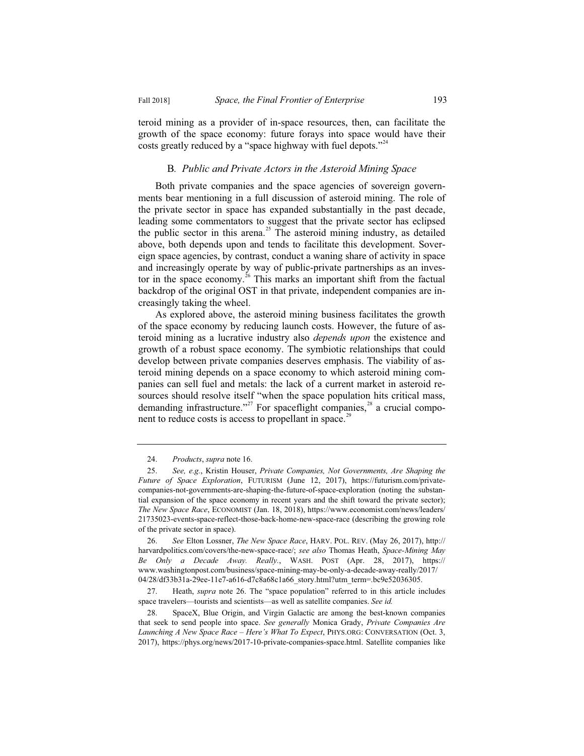teroid mining as a provider of in-space resources, then, can facilitate the growth of the space economy: future forays into space would have their costs greatly reduced by a "space highway with fuel depots."[24]

### B. *Public and Private Actors in the Asteroid Mining Space*

Both private companies and the space agencies of sovereign governments bear mentioning in a full discussion of asteroid mining. The role of the private sector in space has expanded substantially in the past decade, leading some commentators to suggest that the private sector has eclipsed the public sector in this arena.[25] The asteroid mining industry, as detailed above, both depends upon and tends to facilitate this development. Sovereign space agencies, by contrast, conduct a waning share of activity in space and increasingly operate by way of public-private partnerships as an investor in the space economy.[26] This marks an important shift from the factual backdrop of the original OST in that private, independent companies are increasingly taking the wheel.

As explored above, the asteroid mining business facilitates the growth of the space economy by reducing launch costs. However, the future of asteroid mining as a lucrative industry also *depends upon* the existence and growth of a robust space economy. The symbiotic relationships that could develop between private companies deserves emphasis. The viability of asteroid mining depends on a space economy to which asteroid mining companies can sell fuel and metals: the lack of a current market in asteroid resources should resolve itself "when the space population hits critical mass, demanding infrastructure."[27] For spaceflight companies,[28] a crucial component to reduce costs is access to propellant in space.[29]

---

24. *Products*, *supra* note 16.

25. *See, e.g.*, Kristin Houser, *Private Companies, Not Governments, Are Shaping the Future of Space Exploration*, FUTURISM (June 12, 2017), https://futurism.com/private-companies-not-governments-are-shaping-the-future-of-space-exploration (noting the substantial expansion of the space economy in recent years and the shift toward the private sector); *The New Space Race*, ECONOMIST (Jan. 18, 2018), https://www.economist.com/news/leaders/21735023-events-space-reflect-those-back-home-new-space-race (describing the growing role of the private sector in space).

26. *See* Elton Lossner, *The New Space Race*, HARV. POL. REV. (May 26, 2017), http://harvardpolitics.com/covers/the-new-space-race/; *see also* Thomas Heath, *Space-Mining May Be Only a Decade Away. Really.*, WASH. POST (Apr. 28, 2017), https://www.washingtonpost.com/business/space-mining-may-be-only-a-decade-away-really/2017/04/28/df33b31a-29ee-11e7-a616-d7c8a68c1a66_story.html?utm_term=.bc9e52036305.

27. Heath, *supra* note 26. The "space population" referred to in this article includes space travelers—tourists and scientists—as well as satellite companies. *See id.*

28. SpaceX, Blue Origin, and Virgin Galactic are among the best-known companies that seek to send people into space. *See generally* Monica Grady, *Private Companies Are Launching A New Space Race – Here's What To Expect*, PHYS.ORG: CONVERSATION (Oct. 3, 2017), https://phys.org/news/2017-10-private-companies-space.html. Satellite companies like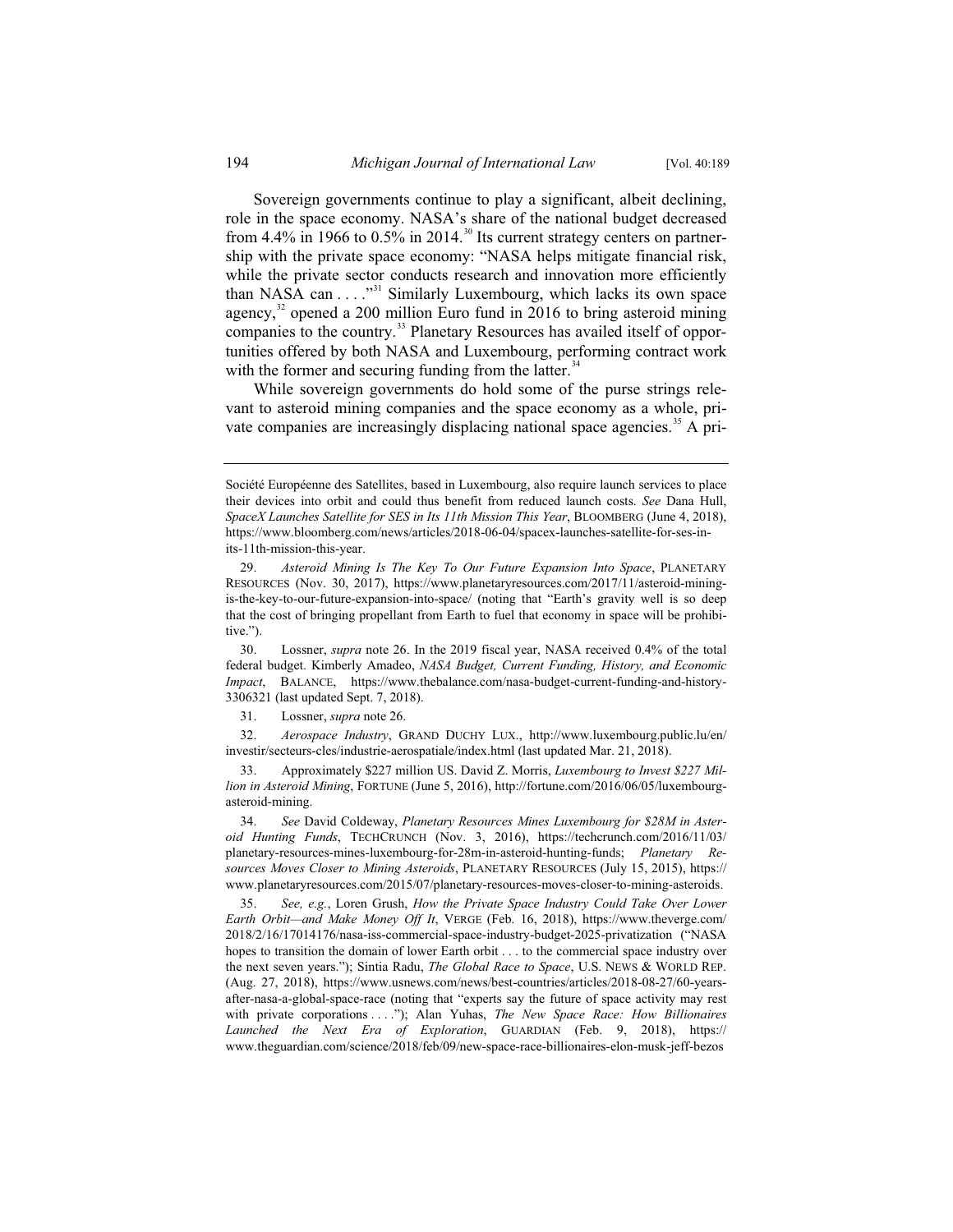Sovereign governments continue to play a significant, albeit declining, role in the space economy. NASA's share of the national budget decreased from 4.4% in 1966 to 0.5% in 2014.[30] Its current strategy centers on partnership with the private space economy: "NASA helps mitigate financial risk, while the private sector conducts research and innovation more efficiently than NASA can . . . ."[31] Similarly Luxembourg, which lacks its own space agency,[32] opened a 200 million Euro fund in 2016 to bring asteroid mining companies to the country.[33] Planetary Resources has availed itself of opportunities offered by both NASA and Luxembourg, performing contract work with the former and securing funding from the latter.[34]

While sovereign governments do hold some of the purse strings relevant to asteroid mining companies and the space economy as a whole, private companies are increasingly displacing national space agencies.[35] A pri-

---

Société Européenne des Satellites, based in Luxembourg, also require launch services to place their devices into orbit and could thus benefit from reduced launch costs. *See* Dana Hull, *SpaceX Launches Satellite for SES in Its 11th Mission This Year*, BLOOMBERG (June 4, 2018), https://www.bloomberg.com/news/articles/2018-06-04/spacex-launches-satellite-for-ses-in-its-11th-mission-this-year.

29. *Asteroid Mining Is The Key To Our Future Expansion Into Space*, PLANETARY RESOURCES (Nov. 30, 2017), https://www.planetaryresources.com/2017/11/asteroid-mining-is-the-key-to-our-future-expansion-into-space/ (noting that "Earth's gravity well is so deep that the cost of bringing propellant from Earth to fuel that economy in space will be prohibitive.").

30. Lossner, *supra* note 26. In the 2019 fiscal year, NASA received 0.4% of the total federal budget. Kimberly Amadeo, *NASA Budget, Current Funding, History, and Economic Impact*, BALANCE, https://www.thebalance.com/nasa-budget-current-funding-and-history-3306321 (last updated Sept. 7, 2018).

31. Lossner, *supra* note 26.

32. *Aerospace Industry*, GRAND DUCHY LUX., http://www.luxembourg.public.lu/en/investir/secteurs-cles/industrie-aerospatiale/index.html (last updated Mar. 21, 2018).

33. Approximately $227 million US. David Z. Morris, *Luxembourg to Invest $227 Million in Asteroid Mining*, FORTUNE (June 5, 2016), http://fortune.com/2016/06/05/luxembourg-asteroid-mining.

34. *See* David Coldeway, *Planetary Resources Mines Luxembourg for $28M in Asteroid Hunting Funds*, TECHCRUNCH (Nov. 3, 2016), https://techcrunch.com/2016/11/03/planetary-resources-mines-luxembourg-for-28m-in-asteroid-hunting-funds; *Planetary Resources Moves Closer to Mining Asteroids*, PLANETARY RESOURCES (July 15, 2015), https://www.planetaryresources.com/2015/07/planetary-resources-moves-closer-to-mining-asteroids.

35. *See, e.g.*, Loren Grush, *How the Private Space Industry Could Take Over Lower Earth Orbit—and Make Money Off It*, VERGE (Feb. 16, 2018), https://www.theverge.com/2018/2/16/17014176/nasa-iss-commercial-space-industry-budget-2025-privatization ("NASA hopes to transition the domain of lower Earth orbit . . . to the commercial space industry over the next seven years."); Sintia Radu, *The Global Race to Space*, U.S. NEWS & WORLD REP. (Aug. 27, 2018), https://www.usnews.com/news/best-countries/articles/2018-08-27/60-years-after-nasa-a-global-space-race (noting that "experts say the future of space activity may rest with private corporations . . . ."); Alan Yuhas, *The New Space Race: How Billionaires Launched the Next Era of Exploration*, GUARDIAN (Feb. 9, 2018), https://www.theguardian.com/science/2018/feb/09/new-space-race-billionaires-elon-musk-jeff-bezos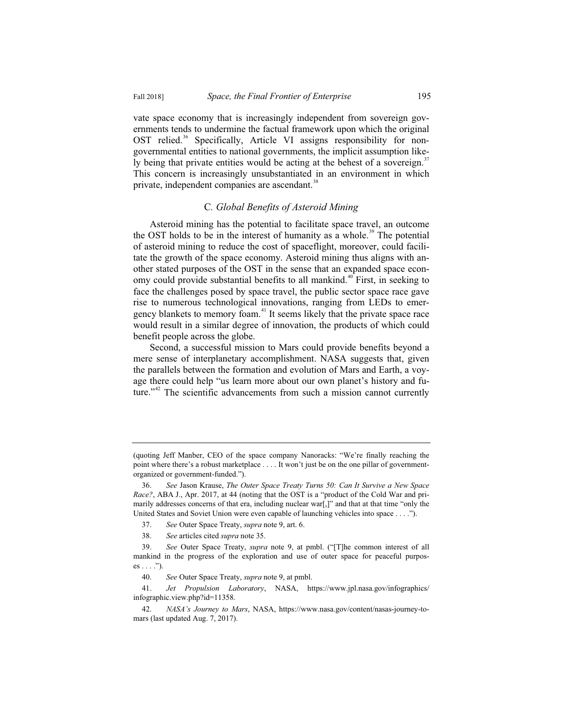vate space economy that is increasingly independent from sovereign governments tends to undermine the factual framework upon which the original OST relied.[36] Specifically, Article VI assigns responsibility for non-governmental entities to national governments, the implicit assumption likely being that private entities would be acting at the behest of a sovereign.[37] This concern is increasingly unsubstantiated in an environment in which private, independent companies are ascendant.[38]

### C. *Global Benefits of Asteroid Mining*

Asteroid mining has the potential to facilitate space travel, an outcome the OST holds to be in the interest of humanity as a whole.[39] The potential of asteroid mining to reduce the cost of spaceflight, moreover, could facilitate the growth of the space economy. Asteroid mining thus aligns with another stated purposes of the OST in the sense that an expanded space economy could provide substantial benefits to all mankind.[40] First, in seeking to face the challenges posed by space travel, the public sector space race gave rise to numerous technological innovations, ranging from LEDs to emergency blankets to memory foam.[41] It seems likely that the private space race would result in a similar degree of innovation, the products of which could benefit people across the globe.

Second, a successful mission to Mars could provide benefits beyond a mere sense of interplanetary accomplishment. NASA suggests that, given the parallels between the formation and evolution of Mars and Earth, a voyage there could help "us learn more about our own planet's history and future."[42] The scientific advancements from such a mission cannot currently

---

(quoting Jeff Manber, CEO of the space company Nanoracks: "We're finally reaching the point where there's a robust marketplace . . . . It won't just be on the one pillar of government-organized or government-funded.").

36. *See* Jason Krause, *The Outer Space Treaty Turns 50: Can It Survive a New Space Race?*, ABA J., Apr. 2017, at 44 (noting that the OST is a "product of the Cold War and primarily addresses concerns of that era, including nuclear war[,]" and that at that time "only the United States and Soviet Union were even capable of launching vehicles into space . . . .").

37. *See* Outer Space Treaty, *supra* note 9, art. 6.

38. *See* articles cited *supra* note 35.

39. *See* Outer Space Treaty, *supra* note 9, at pmbl. ("[T]he common interest of all mankind in the progress of the exploration and use of outer space for peaceful purposes . . . .").

40. *See* Outer Space Treaty, *supra* note 9, at pmbl.

41. *Jet Propulsion Laboratory*, NASA, https://www.jpl.nasa.gov/infographics/infographic.view.php?id=11358.

42. *NASA's Journey to Mars*, NASA, https://www.nasa.gov/content/nasas-journey-to-mars (last updated Aug. 7, 2017).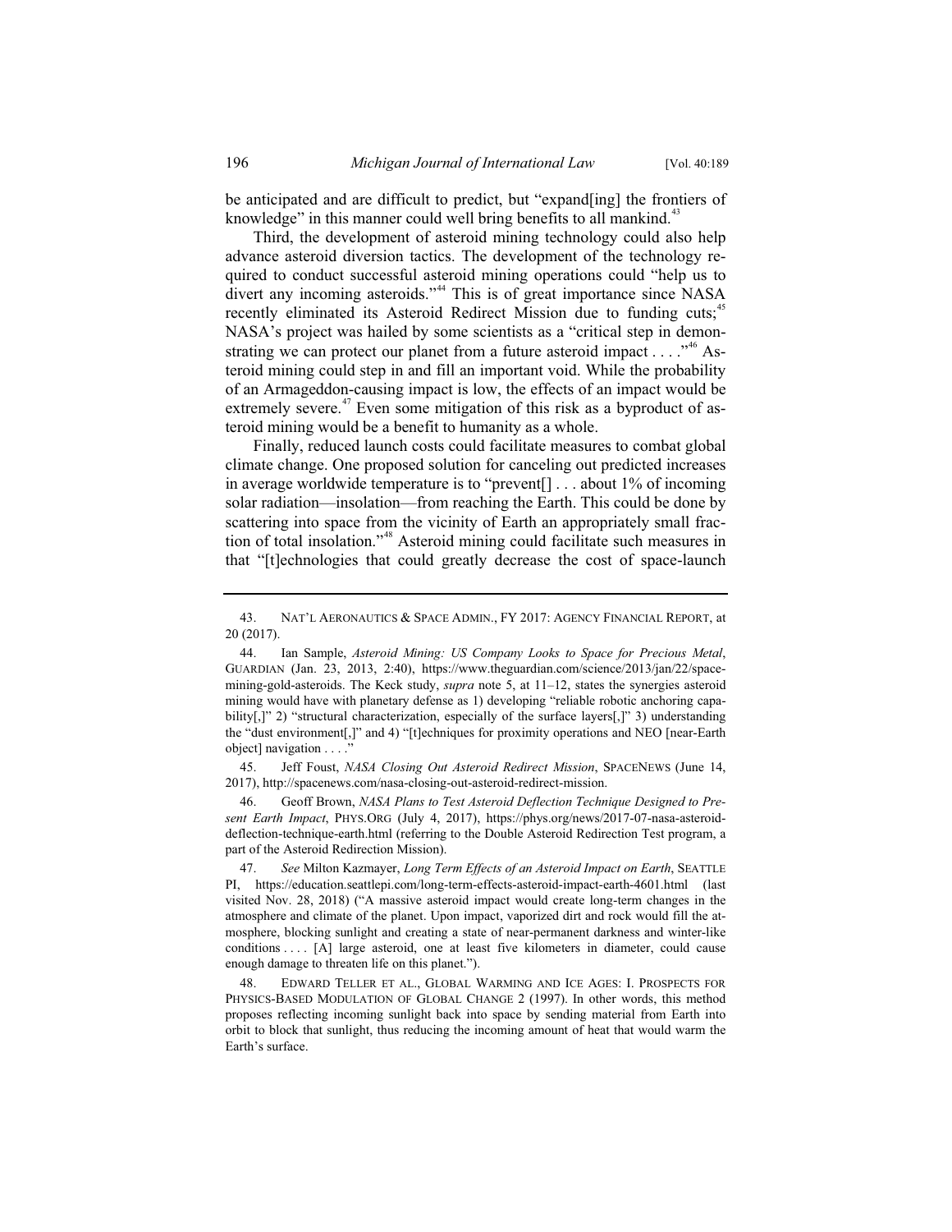be anticipated and are difficult to predict, but "expand[ing] the frontiers of knowledge" in this manner could well bring benefits to all mankind.[43]

Third, the development of asteroid mining technology could also help advance asteroid diversion tactics. The development of the technology required to conduct successful asteroid mining operations could "help us to divert any incoming asteroids."[44] This is of great importance since NASA recently eliminated its Asteroid Redirect Mission due to funding cuts;[45] NASA's project was hailed by some scientists as a "critical step in demonstrating we can protect our planet from a future asteroid impact . . . ."[46] Asteroid mining could step in and fill an important void. While the probability of an Armageddon-causing impact is low, the effects of an impact would be extremely severe.[47] Even some mitigation of this risk as a byproduct of asteroid mining would be a benefit to humanity as a whole.

Finally, reduced launch costs could facilitate measures to combat global climate change. One proposed solution for canceling out predicted increases in average worldwide temperature is to "prevent[] . . . about 1% of incoming solar radiation—insolation—from reaching the Earth. This could be done by scattering into space from the vicinity of Earth an appropriately small fraction of total insolation."[48] Asteroid mining could facilitate such measures in that "[t]echnologies that could greatly decrease the cost of space-launch

---

43. NAT'L AERONAUTICS & SPACE ADMIN., FY 2017: AGENCY FINANCIAL REPORT, at 20 (2017).

44. Ian Sample, *Asteroid Mining: US Company Looks to Space for Precious Metal*, GUARDIAN (Jan. 23, 2013, 2:40), https://www.theguardian.com/science/2013/jan/22/space-mining-gold-asteroids. The Keck study, *supra* note 5, at 11–12, states the synergies asteroid mining would have with planetary defense as 1) developing "reliable robotic anchoring capability[,]" 2) "structural characterization, especially of the surface layers[,]" 3) understanding the "dust environment[,]" and 4) "[t]echniques for proximity operations and NEO [near-Earth object] navigation . . . ."

45. Jeff Foust, *NASA Closing Out Asteroid Redirect Mission*, SPACENEWS (June 14, 2017), http://spacenews.com/nasa-closing-out-asteroid-redirect-mission.

46. Geoff Brown, *NASA Plans to Test Asteroid Deflection Technique Designed to Present Earth Impact*, PHYS.ORG (July 4, 2017), https://phys.org/news/2017-07-nasa-asteroid-deflection-technique-earth.html (referring to the Double Asteroid Redirection Test program, a part of the Asteroid Redirection Mission).

47. *See* Milton Kazmayer, *Long Term Effects of an Asteroid Impact on Earth*, SEATTLE PI, https://education.seattlepi.com/long-term-effects-asteroid-impact-earth-4601.html (last visited Nov. 28, 2018) ("A massive asteroid impact would create long-term changes in the atmosphere and climate of the planet. Upon impact, vaporized dirt and rock would fill the atmosphere, blocking sunlight and creating a state of near-permanent darkness and winter-like conditions . . . . [A] large asteroid, one at least five kilometers in diameter, could cause enough damage to threaten life on this planet.").

48. EDWARD TELLER ET AL., GLOBAL WARMING AND ICE AGES: I. PROSPECTS FOR PHYSICS-BASED MODULATION OF GLOBAL CHANGE 2 (1997). In other words, this method proposes reflecting incoming sunlight back into space by sending material from Earth into orbit to block that sunlight, thus reducing the incoming amount of heat that would warm the Earth's surface.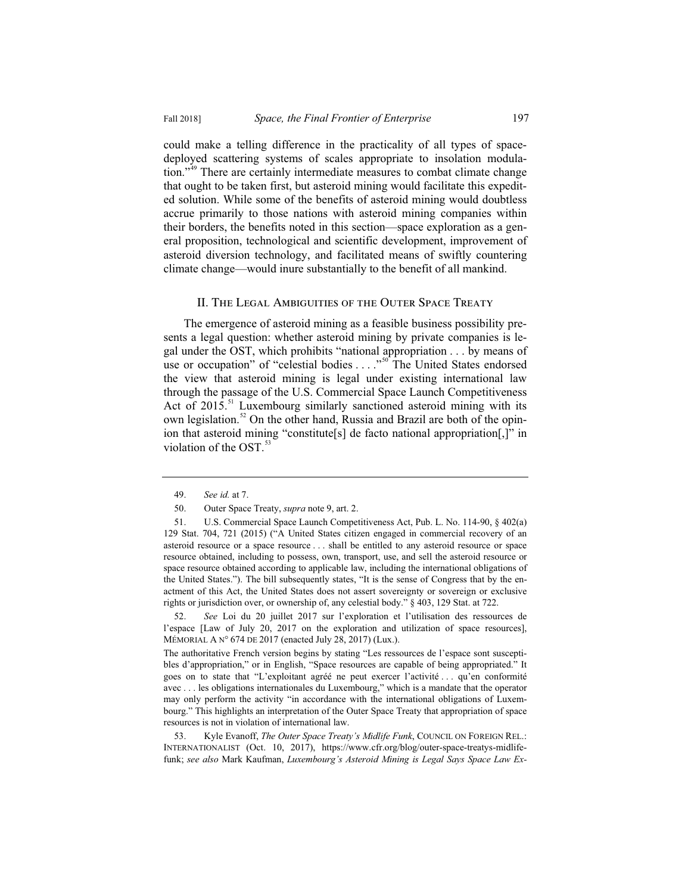could make a telling difference in the practicality of all types of space-deployed scattering systems of scales appropriate to insolation modulation."[49] There are certainly intermediate measures to combat climate change that ought to be taken first, but asteroid mining would facilitate this expedited solution. While some of the benefits of asteroid mining would doubtless accrue primarily to those nations with asteroid mining companies within their borders, the benefits noted in this section—space exploration as a general proposition, technological and scientific development, improvement of asteroid diversion technology, and facilitated means of swiftly countering climate change—would inure substantially to the benefit of all mankind.

## II. The Legal Ambiguities of the Outer Space Treaty

The emergence of asteroid mining as a feasible business possibility presents a legal question: whether asteroid mining by private companies is legal under the OST, which prohibits "national appropriation . . . by means of use or occupation" of "celestial bodies . . . ."[50] The United States endorsed the view that asteroid mining is legal under existing international law through the passage of the U.S. Commercial Space Launch Competitiveness Act of 2015.[51] Luxembourg similarly sanctioned asteroid mining with its own legislation.[52] On the other hand, Russia and Brazil are both of the opinion that asteroid mining "constitute[s] de facto national appropriation[,]" in violation of the OST.[53]

---

49. *See id.* at 7.

50. Outer Space Treaty, *supra* note 9, art. 2.

51. U.S. Commercial Space Launch Competitiveness Act, Pub. L. No. 114-90, § 402(a) 129 Stat. 704, 721 (2015) ("A United States citizen engaged in commercial recovery of an asteroid resource or a space resource . . . shall be entitled to any asteroid resource or space resource obtained, including to possess, own, transport, use, and sell the asteroid resource or space resource obtained according to applicable law, including the international obligations of the United States."). The bill subsequently states, "It is the sense of Congress that by the enactment of this Act, the United States does not assert sovereignty or sovereign or exclusive rights or jurisdiction over, or ownership of, any celestial body." § 403, 129 Stat. at 722.

52. *See* Loi du 20 juillet 2017 sur l'exploration et l'utilisation des ressources de l'espace [Law of July 20, 2017 on the exploration and utilization of space resources], MÉMORIAL A N° 674 DE 2017 (enacted July 28, 2017) (Lux.).

The authoritative French version begins by stating "Les ressources de l'espace sont susceptibles d'appropriation," or in English, "Space resources are capable of being appropriated." It goes on to state that "L'exploitant agréé ne peut exercer l'activité . . . qu'en conformité avec . . . les obligations internationales du Luxembourg," which is a mandate that the operator may only perform the activity "in accordance with the international obligations of Luxembourg." This highlights an interpretation of the Outer Space Treaty that appropriation of space resources is not in violation of international law.

53. Kyle Evanoff, *The Outer Space Treaty's Midlife Funk*, COUNCIL ON FOREIGN REL.: INTERNATIONALIST (Oct. 10, 2017), https://www.cfr.org/blog/outer-space-treatys-midlife-funk; *see also* Mark Kaufman, *Luxembourg's Asteroid Mining is Legal Says Space Law Ex-*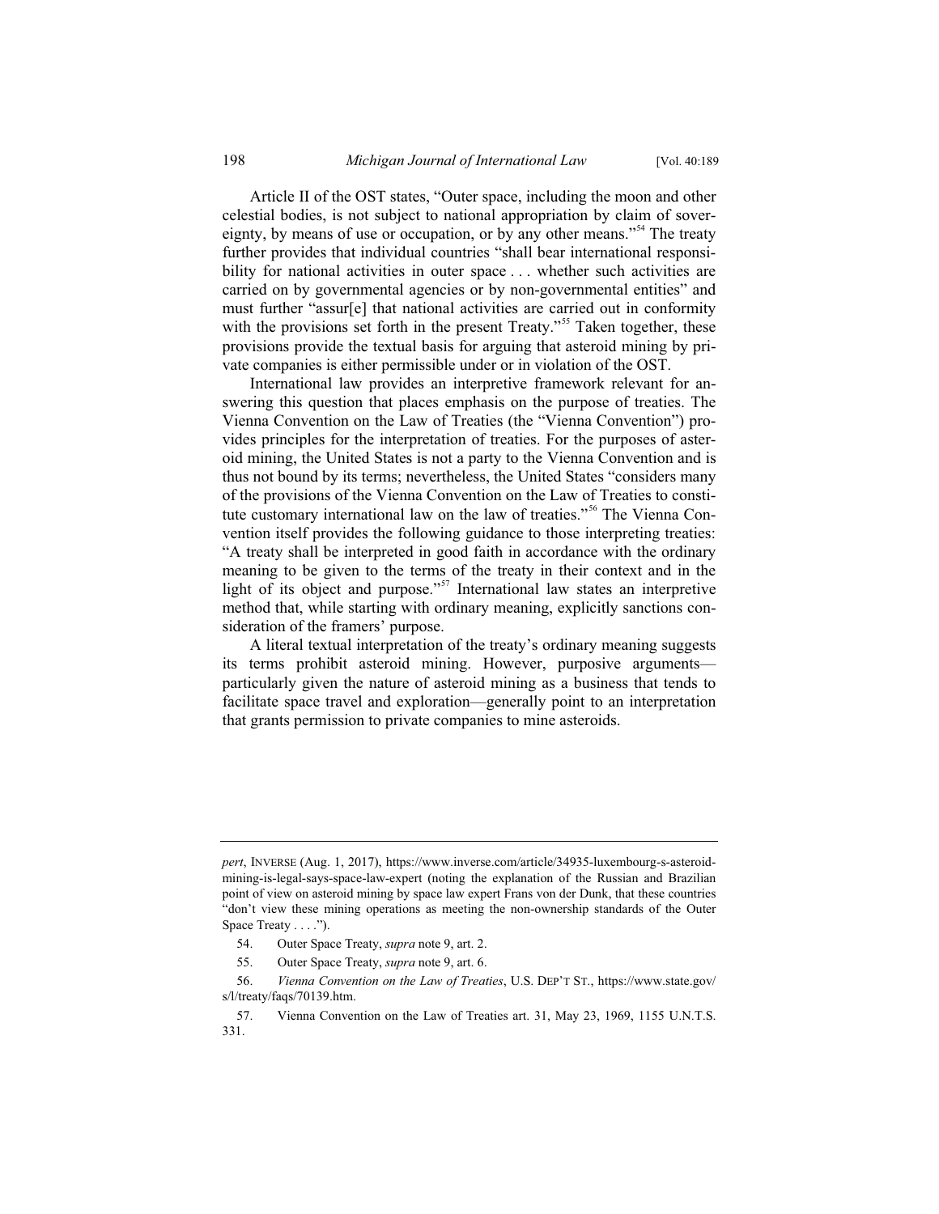Article II of the OST states, "Outer space, including the moon and other celestial bodies, is not subject to national appropriation by claim of sovereignty, by means of use or occupation, or by any other means."[54] The treaty further provides that individual countries "shall bear international responsibility for national activities in outer space . . . whether such activities are carried on by governmental agencies or by non-governmental entities" and must further "assur[e] that national activities are carried out in conformity with the provisions set forth in the present Treaty."[55] Taken together, these provisions provide the textual basis for arguing that asteroid mining by private companies is either permissible under or in violation of the OST.

International law provides an interpretive framework relevant for answering this question that places emphasis on the purpose of treaties. The Vienna Convention on the Law of Treaties (the "Vienna Convention") provides principles for the interpretation of treaties. For the purposes of asteroid mining, the United States is not a party to the Vienna Convention and is thus not bound by its terms; nevertheless, the United States "considers many of the provisions of the Vienna Convention on the Law of Treaties to constitute customary international law on the law of treaties."[56] The Vienna Convention itself provides the following guidance to those interpreting treaties: "A treaty shall be interpreted in good faith in accordance with the ordinary meaning to be given to the terms of the treaty in their context and in the light of its object and purpose."[57] International law states an interpretive method that, while starting with ordinary meaning, explicitly sanctions consideration of the framers' purpose.

A literal textual interpretation of the treaty's ordinary meaning suggests its terms prohibit asteroid mining. However, purposive arguments—particularly given the nature of asteroid mining as a business that tends to facilitate space travel and exploration—generally point to an interpretation that grants permission to private companies to mine asteroids.

---

*pert*, INVERSE (Aug. 1, 2017), https://www.inverse.com/article/34935-luxembourg-s-asteroid-mining-is-legal-says-space-law-expert (noting the explanation of the Russian and Brazilian point of view on asteroid mining by space law expert Frans von der Dunk, that these countries "don't view these mining operations as meeting the non-ownership standards of the Outer Space Treaty . . . .").

54. Outer Space Treaty, *supra* note 9, art. 2.

55. Outer Space Treaty, *supra* note 9, art. 6.

56. *Vienna Convention on the Law of Treaties*, U.S. DEP'T ST., https://www.state.gov/s/l/treaty/faqs/70139.htm.

57. Vienna Convention on the Law of Treaties art. 31, May 23, 1969, 1155 U.N.T.S. 331.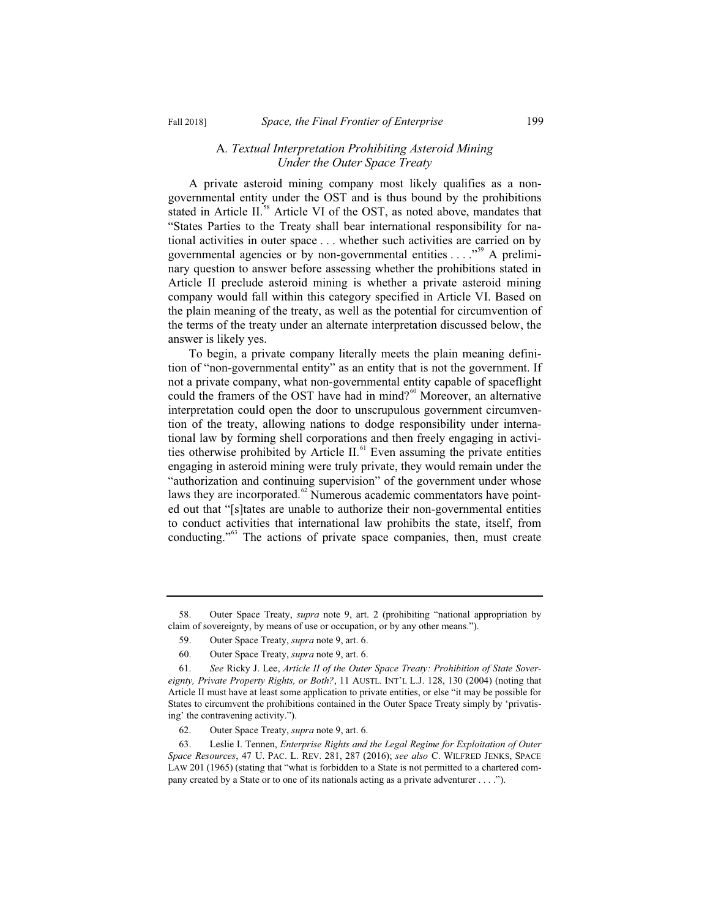### A. *Textual Interpretation Prohibiting Asteroid Mining Under the Outer Space Treaty*

A private asteroid mining company most likely qualifies as a non-governmental entity under the OST and is thus bound by the prohibitions stated in Article II.[58] Article VI of the OST, as noted above, mandates that "States Parties to the Treaty shall bear international responsibility for national activities in outer space . . . whether such activities are carried on by governmental agencies or by non-governmental entities . . . ."[59] A preliminary question to answer before assessing whether the prohibitions stated in Article II preclude asteroid mining is whether a private asteroid mining company would fall within this category specified in Article VI. Based on the plain meaning of the treaty, as well as the potential for circumvention of the terms of the treaty under an alternate interpretation discussed below, the answer is likely yes.

To begin, a private company literally meets the plain meaning definition of "non-governmental entity" as an entity that is not the government. If not a private company, what non-governmental entity capable of spaceflight could the framers of the OST have had in mind?[60] Moreover, an alternative interpretation could open the door to unscrupulous government circumvention of the treaty, allowing nations to dodge responsibility under international law by forming shell corporations and then freely engaging in activities otherwise prohibited by Article II.[61] Even assuming the private entities engaging in asteroid mining were truly private, they would remain under the "authorization and continuing supervision" of the government under whose laws they are incorporated.[62] Numerous academic commentators have pointed out that "[s]tates are unable to authorize their non-governmental entities to conduct activities that international law prohibits the state, itself, from conducting."[63] The actions of private space companies, then, must create

---

58. Outer Space Treaty, *supra* note 9, art. 2 (prohibiting "national appropriation by claim of sovereignty, by means of use or occupation, or by any other means.").

59. Outer Space Treaty, *supra* note 9, art. 6.

60. Outer Space Treaty, *supra* note 9, art. 6.

61. *See* Ricky J. Lee, *Article II of the Outer Space Treaty: Prohibition of State Sovereignty, Private Property Rights, or Both?*, 11 AUSTL. INT'L L.J. 128, 130 (2004) (noting that Article II must have at least some application to private entities, or else "it may be possible for States to circumvent the prohibitions contained in the Outer Space Treaty simply by 'privatising' the contravening activity.").

62. Outer Space Treaty, *supra* note 9, art. 6.

63. Leslie I. Tennen, *Enterprise Rights and the Legal Regime for Exploitation of Outer Space Resources*, 47 U. PAC. L. REV. 281, 287 (2016); *see also* C. WILFRED JENKS, SPACE LAW 201 (1965) (stating that "what is forbidden to a State is not permitted to a chartered company created by a State or to one of its nationals acting as a private adventurer . . . .").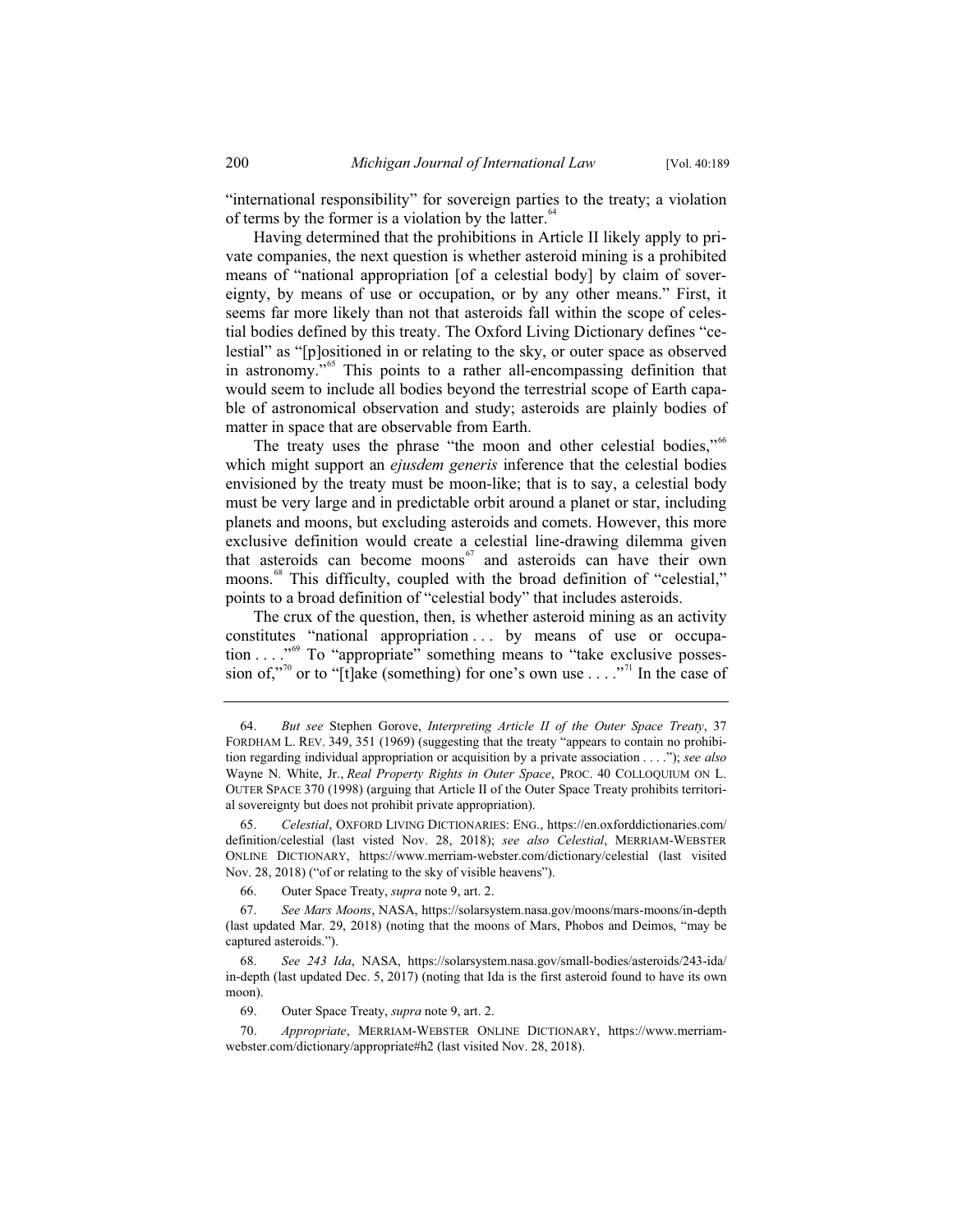"international responsibility" for sovereign parties to the treaty; a violation of terms by the former is a violation by the latter.[64]

Having determined that the prohibitions in Article II likely apply to private companies, the next question is whether asteroid mining is a prohibited means of "national appropriation [of a celestial body] by claim of sovereignty, by means of use or occupation, or by any other means." First, it seems far more likely than not that asteroids fall within the scope of celestial bodies defined by this treaty. The Oxford Living Dictionary defines "celestial" as "[p]ositioned in or relating to the sky, or outer space as observed in astronomy."[65] This points to a rather all-encompassing definition that would seem to include all bodies beyond the terrestrial scope of Earth capable of astronomical observation and study; asteroids are plainly bodies of matter in space that are observable from Earth.

The treaty uses the phrase "the moon and other celestial bodies,"[66] which might support an *ejusdem generis* inference that the celestial bodies envisioned by the treaty must be moon-like; that is to say, a celestial body must be very large and in predictable orbit around a planet or star, including planets and moons, but excluding asteroids and comets. However, this more exclusive definition would create a celestial line-drawing dilemma given that asteroids can become moons[67] and asteroids can have their own moons.[68] This difficulty, coupled with the broad definition of "celestial," points to a broad definition of "celestial body" that includes asteroids.

The crux of the question, then, is whether asteroid mining as an activity constitutes "national appropriation . . . by means of use or occupation . . . ."[69] To "appropriate" something means to "take exclusive possession of,"[70] or to "[t]ake (something) for one's own use . . . ."[71] In the case of

---

64. *But see* Stephen Gorove, *Interpreting Article II of the Outer Space Treaty*, 37 FORDHAM L. REV. 349, 351 (1969) (suggesting that the treaty "appears to contain no prohibition regarding individual appropriation or acquisition by a private association . . . ."); *see also* Wayne N. White, Jr., *Real Property Rights in Outer Space*, PROC. 40 COLLOQUIUM ON L. OUTER SPACE 370 (1998) (arguing that Article II of the Outer Space Treaty prohibits territorial sovereignty but does not prohibit private appropriation).

65. *Celestial*, OXFORD LIVING DICTIONARIES: ENG., https://en.oxforddictionaries.com/definition/celestial (last visted Nov. 28, 2018); *see also Celestial*, MERRIAM-WEBSTER ONLINE DICTIONARY, https://www.merriam-webster.com/dictionary/celestial (last visited Nov. 28, 2018) ("of or relating to the sky of visible heavens").

66. Outer Space Treaty, *supra* note 9, art. 2.

67. *See Mars Moons*, NASA, https://solarsystem.nasa.gov/moons/mars-moons/in-depth (last updated Mar. 29, 2018) (noting that the moons of Mars, Phobos and Deimos, "may be captured asteroids.").

68. *See 243 Ida*, NASA, https://solarsystem.nasa.gov/small-bodies/asteroids/243-ida/in-depth (last updated Dec. 5, 2017) (noting that Ida is the first asteroid found to have its own moon).

69. Outer Space Treaty, *supra* note 9, art. 2.

70. *Appropriate*, MERRIAM-WEBSTER ONLINE DICTIONARY, https://www.merriam-webster.com/dictionary/appropriate#h2 (last visited Nov. 28, 2018).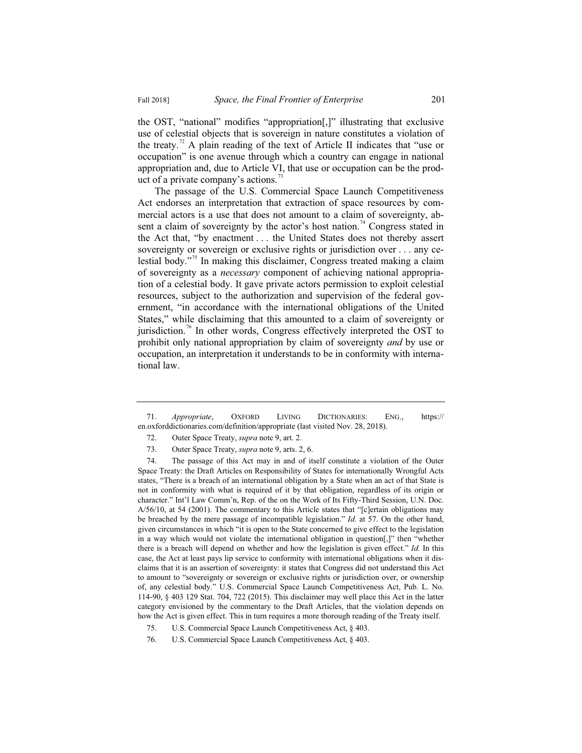the OST, "national" modifies "appropriation[,]" illustrating that exclusive use of celestial objects that is sovereign in nature constitutes a violation of the treaty.[72] A plain reading of the text of Article II indicates that "use or occupation" is one avenue through which a country can engage in national appropriation and, due to Article VI, that use or occupation can be the product of a private company's actions.[73]

The passage of the U.S. Commercial Space Launch Competitiveness Act endorses an interpretation that extraction of space resources by commercial actors is a use that does not amount to a claim of sovereignty, absent a claim of sovereignty by the actor's host nation.[74] Congress stated in the Act that, "by enactment . . . the United States does not thereby assert sovereignty or sovereign or exclusive rights or jurisdiction over . . . any celestial body."[75] In making this disclaimer, Congress treated making a claim of sovereignty as a *necessary* component of achieving national appropriation of a celestial body. It gave private actors permission to exploit celestial resources, subject to the authorization and supervision of the federal government, "in accordance with the international obligations of the United States," while disclaiming that this amounted to a claim of sovereignty or jurisdiction.[76] In other words, Congress effectively interpreted the OST to prohibit only national appropriation by claim of sovereignty *and* by use or occupation, an interpretation it understands to be in conformity with international law.

---

71. *Appropriate*, OXFORD LIVING DICTIONARIES: ENG., https://en.oxforddictionaries.com/definition/appropriate (last visited Nov. 28, 2018).

72. Outer Space Treaty, *supra* note 9, art. 2.

73. Outer Space Treaty, *supra* note 9, arts. 2, 6.

74. The passage of this Act may in and of itself constitute a violation of the Outer Space Treaty: the Draft Articles on Responsibility of States for internationally Wrongful Acts states, "There is a breach of an international obligation by a State when an act of that State is not in conformity with what is required of it by that obligation, regardless of its origin or character." Int'l Law Comm'n, Rep. of the on the Work of Its Fifty-Third Session, U.N. Doc. A/56/10, at 54 (2001). The commentary to this Article states that "[c]ertain obligations may be breached by the mere passage of incompatible legislation." *Id.* at 57. On the other hand, given circumstances in which "it is open to the State concerned to give effect to the legislation in a way which would not violate the international obligation in question[,]" then "whether there is a breach will depend on whether and how the legislation is given effect." *Id.* In this case, the Act at least pays lip service to conformity with international obligations when it disclaims that it is an assertion of sovereignty: it states that Congress did not understand this Act to amount to "sovereignty or sovereign or exclusive rights or jurisdiction over, or ownership of, any celestial body." U.S. Commercial Space Launch Competitiveness Act, Pub. L. No. 114-90, § 403 129 Stat. 704, 722 (2015). This disclaimer may well place this Act in the latter category envisioned by the commentary to the Draft Articles, that the violation depends on how the Act is given effect. This in turn requires a more thorough reading of the Treaty itself.

75. U.S. Commercial Space Launch Competitiveness Act, § 403.

76. U.S. Commercial Space Launch Competitiveness Act, § 403.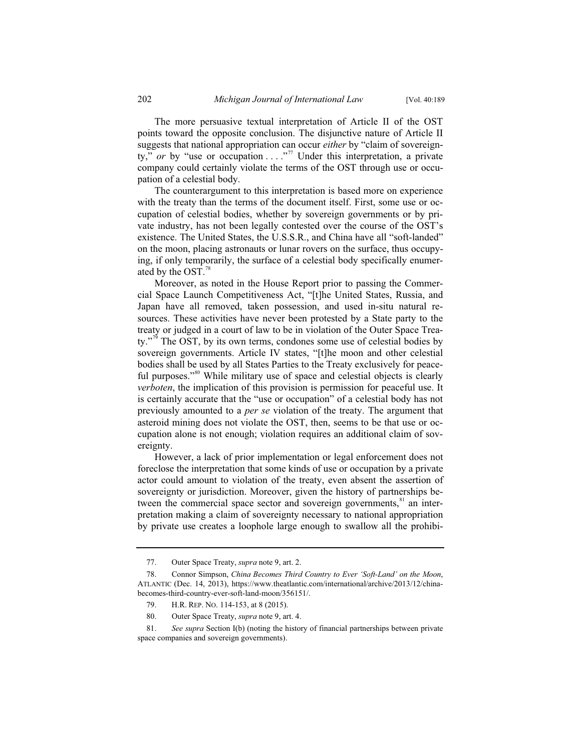The more persuasive textual interpretation of Article II of the OST points toward the opposite conclusion. The disjunctive nature of Article II suggests that national appropriation can occur *either* by "claim of sovereignty," *or* by "use or occupation . . . ."[77] Under this interpretation, a private company could certainly violate the terms of the OST through use or occupation of a celestial body.

The counterargument to this interpretation is based more on experience with the treaty than the terms of the document itself. First, some use or occupation of celestial bodies, whether by sovereign governments or by private industry, has not been legally contested over the course of the OST's existence. The United States, the U.S.S.R., and China have all "soft-landed" on the moon, placing astronauts or lunar rovers on the surface, thus occupying, if only temporarily, the surface of a celestial body specifically enumerated by the OST.[78]

Moreover, as noted in the House Report prior to passing the Commercial Space Launch Competitiveness Act, "[t]he United States, Russia, and Japan have all removed, taken possession, and used in-situ natural resources. These activities have never been protested by a State party to the treaty or judged in a court of law to be in violation of the Outer Space Treaty."[79] The OST, by its own terms, condones some use of celestial bodies by sovereign governments. Article IV states, "[t]he moon and other celestial bodies shall be used by all States Parties to the Treaty exclusively for peaceful purposes."[80] While military use of space and celestial objects is clearly *verboten*, the implication of this provision is permission for peaceful use. It is certainly accurate that the "use or occupation" of a celestial body has not previously amounted to a *per se* violation of the treaty. The argument that asteroid mining does not violate the OST, then, seems to be that use or occupation alone is not enough; violation requires an additional claim of sovereignty.

However, a lack of prior implementation or legal enforcement does not foreclose the interpretation that some kinds of use or occupation by a private actor could amount to violation of the treaty, even absent the assertion of sovereignty or jurisdiction. Moreover, given the history of partnerships between the commercial space sector and sovereign governments,[81] an interpretation making a claim of sovereignty necessary to national appropriation by private use creates a loophole large enough to swallow all the prohibi-

---

77. Outer Space Treaty, *supra* note 9, art. 2.

78. Connor Simpson, *China Becomes Third Country to Ever 'Soft-Land' on the Moon*, ATLANTIC (Dec. 14, 2013), https://www.theatlantic.com/international/archive/2013/12/china-becomes-third-country-ever-soft-land-moon/356151/.

79. H.R. REP. NO. 114-153, at 8 (2015).

80. Outer Space Treaty, *supra* note 9, art. 4.

81. *See supra* Section I(b) (noting the history of financial partnerships between private space companies and sovereign governments).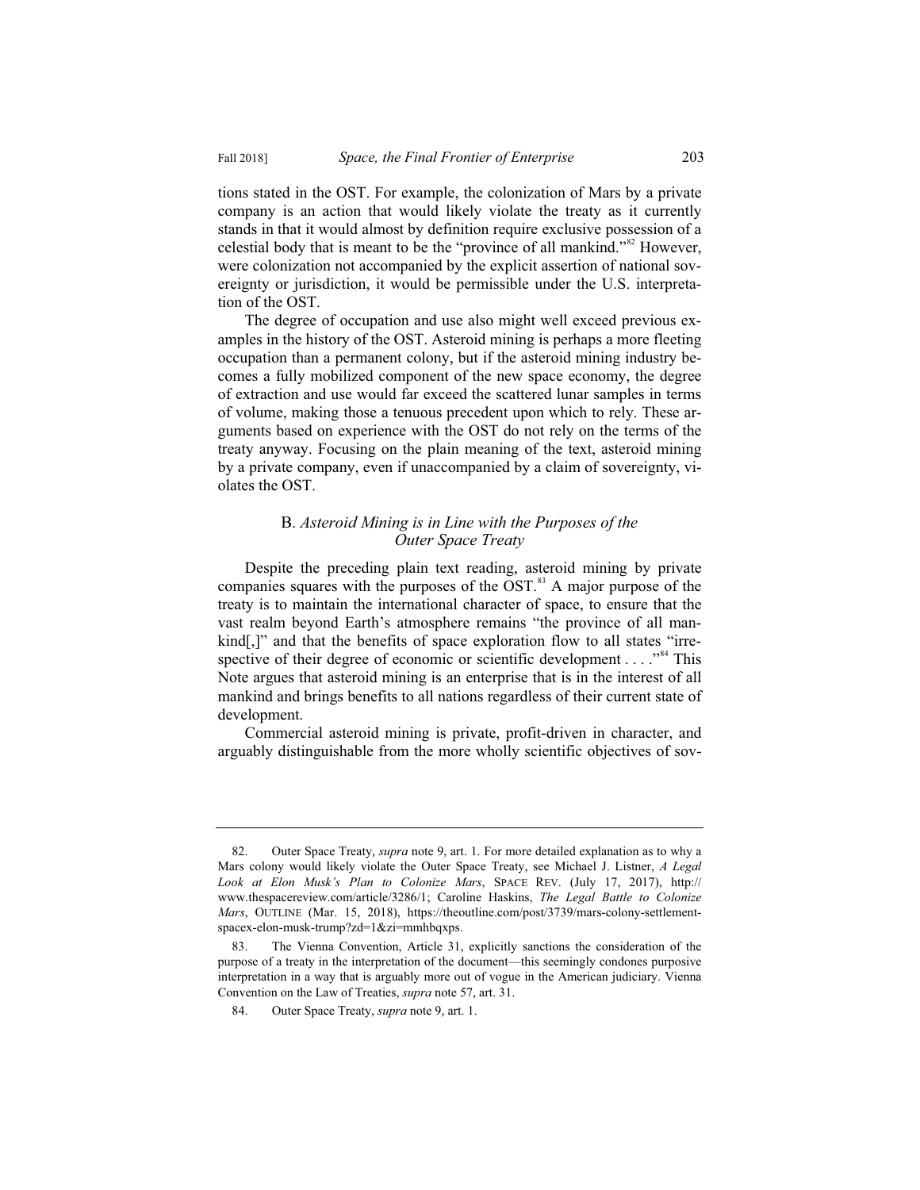tions stated in the OST. For example, the colonization of Mars by a private company is an action that would likely violate the treaty as it currently stands in that it would almost by definition require exclusive possession of a celestial body that is meant to be the "province of all mankind."[82] However, were colonization not accompanied by the explicit assertion of national sovereignty or jurisdiction, it would be permissible under the U.S. interpretation of the OST.

The degree of occupation and use also might well exceed previous examples in the history of the OST. Asteroid mining is perhaps a more fleeting occupation than a permanent colony, but if the asteroid mining industry becomes a fully mobilized component of the new space economy, the degree of extraction and use would far exceed the scattered lunar samples in terms of volume, making those a tenuous precedent upon which to rely. These arguments based on experience with the OST do not rely on the terms of the treaty anyway. Focusing on the plain meaning of the text, asteroid mining by a private company, even if unaccompanied by a claim of sovereignty, violates the OST.

### B. *Asteroid Mining is in Line with the Purposes of the Outer Space Treaty*

Despite the preceding plain text reading, asteroid mining by private companies squares with the purposes of the OST.[83] A major purpose of the treaty is to maintain the international character of space, to ensure that the vast realm beyond Earth's atmosphere remains "the province of all mankind[,]" and that the benefits of space exploration flow to all states "irrespective of their degree of economic or scientific development . . . ."[84] This Note argues that asteroid mining is an enterprise that is in the interest of all mankind and brings benefits to all nations regardless of their current state of development.

Commercial asteroid mining is private, profit-driven in character, and arguably distinguishable from the more wholly scientific objectives of sov-

---

82. Outer Space Treaty, *supra* note 9, art. 1. For more detailed explanation as to why a Mars colony would likely violate the Outer Space Treaty, see Michael J. Listner, *A Legal Look at Elon Musk's Plan to Colonize Mars*, SPACE REV. (July 17, 2017), http://www.thespacereview.com/article/3286/1; Caroline Haskins, *The Legal Battle to Colonize Mars*, OUTLINE (Mar. 15, 2018), https://theoutline.com/post/3739/mars-colony-settlement-spacex-elon-musk-trump?zd=1&zi=mmhbqxps.

83. The Vienna Convention, Article 31, explicitly sanctions the consideration of the purpose of a treaty in the interpretation of the document—this seemingly condones purposive interpretation in a way that is arguably more out of vogue in the American judiciary. Vienna Convention on the Law of Treaties, *supra* note 57, art. 31.

84. Outer Space Treaty, *supra* note 9, art. 1.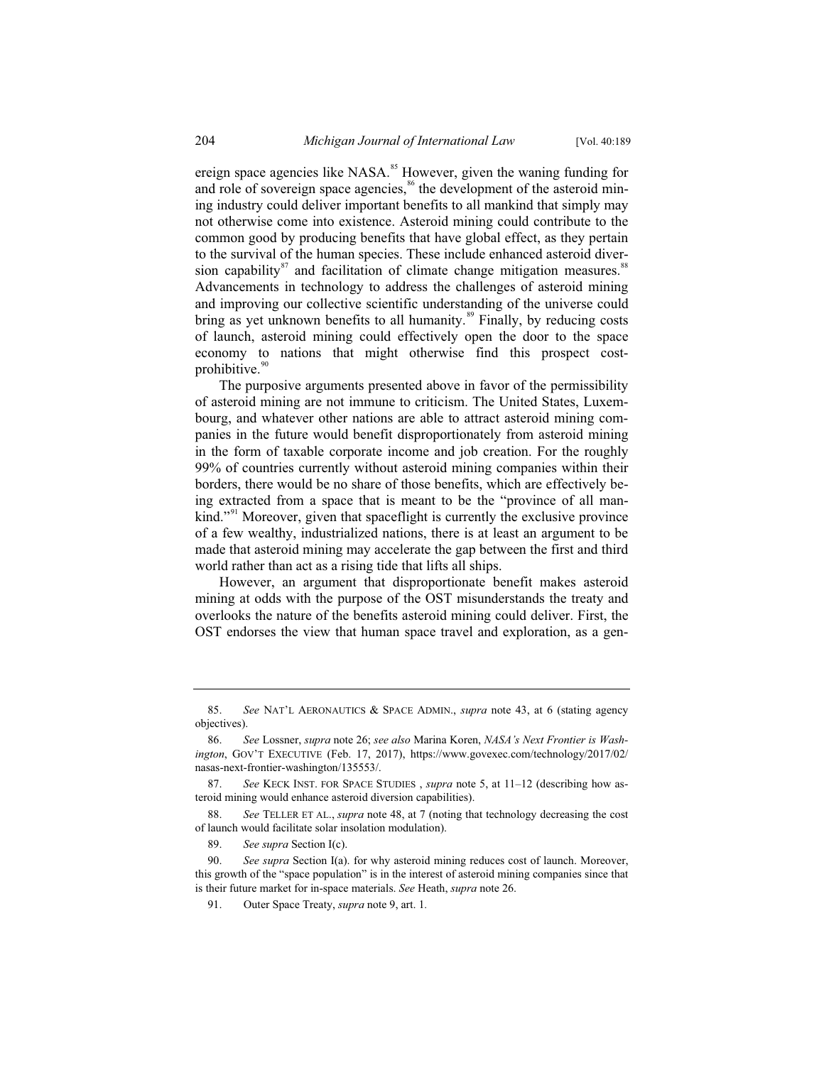ereign space agencies like NASA.[85] However, given the waning funding for and role of sovereign space agencies,[86] the development of the asteroid mining industry could deliver important benefits to all mankind that simply may not otherwise come into existence. Asteroid mining could contribute to the common good by producing benefits that have global effect, as they pertain to the survival of the human species. These include enhanced asteroid diversion capability[87] and facilitation of climate change mitigation measures.[88] Advancements in technology to address the challenges of asteroid mining and improving our collective scientific understanding of the universe could bring as yet unknown benefits to all humanity.[89] Finally, by reducing costs of launch, asteroid mining could effectively open the door to the space economy to nations that might otherwise find this prospect cost-prohibitive.[90]

The purposive arguments presented above in favor of the permissibility of asteroid mining are not immune to criticism. The United States, Luxembourg, and whatever other nations are able to attract asteroid mining companies in the future would benefit disproportionately from asteroid mining in the form of taxable corporate income and job creation. For the roughly 99% of countries currently without asteroid mining companies within their borders, there would be no share of those benefits, which are effectively being extracted from a space that is meant to be the "province of all mankind."[91] Moreover, given that spaceflight is currently the exclusive province of a few wealthy, industrialized nations, there is at least an argument to be made that asteroid mining may accelerate the gap between the first and third world rather than act as a rising tide that lifts all ships.

However, an argument that disproportionate benefit makes asteroid mining at odds with the purpose of the OST misunderstands the treaty and overlooks the nature of the benefits asteroid mining could deliver. First, the OST endorses the view that human space travel and exploration, as a gen-

---

85. *See* NAT'L AERONAUTICS & SPACE ADMIN., *supra* note 43, at 6 (stating agency objectives).

86. *See* Lossner, *supra* note 26; *see also* Marina Koren, *NASA's Next Frontier is Washington*, GOV'T EXECUTIVE (Feb. 17, 2017), https://www.govexec.com/technology/2017/02/nasas-next-frontier-washington/135553/.

87. *See* KECK INST. FOR SPACE STUDIES , *supra* note 5, at 11–12 (describing how asteroid mining would enhance asteroid diversion capabilities).

88. *See* TELLER ET AL., *supra* note 48, at 7 (noting that technology decreasing the cost of launch would facilitate solar insolation modulation).

89. *See supra* Section I(c).

90. *See supra* Section I(a). for why asteroid mining reduces cost of launch. Moreover, this growth of the "space population" is in the interest of asteroid mining companies since that is their future market for in-space materials. *See* Heath, *supra* note 26.

91. Outer Space Treaty, *supra* note 9, art. 1.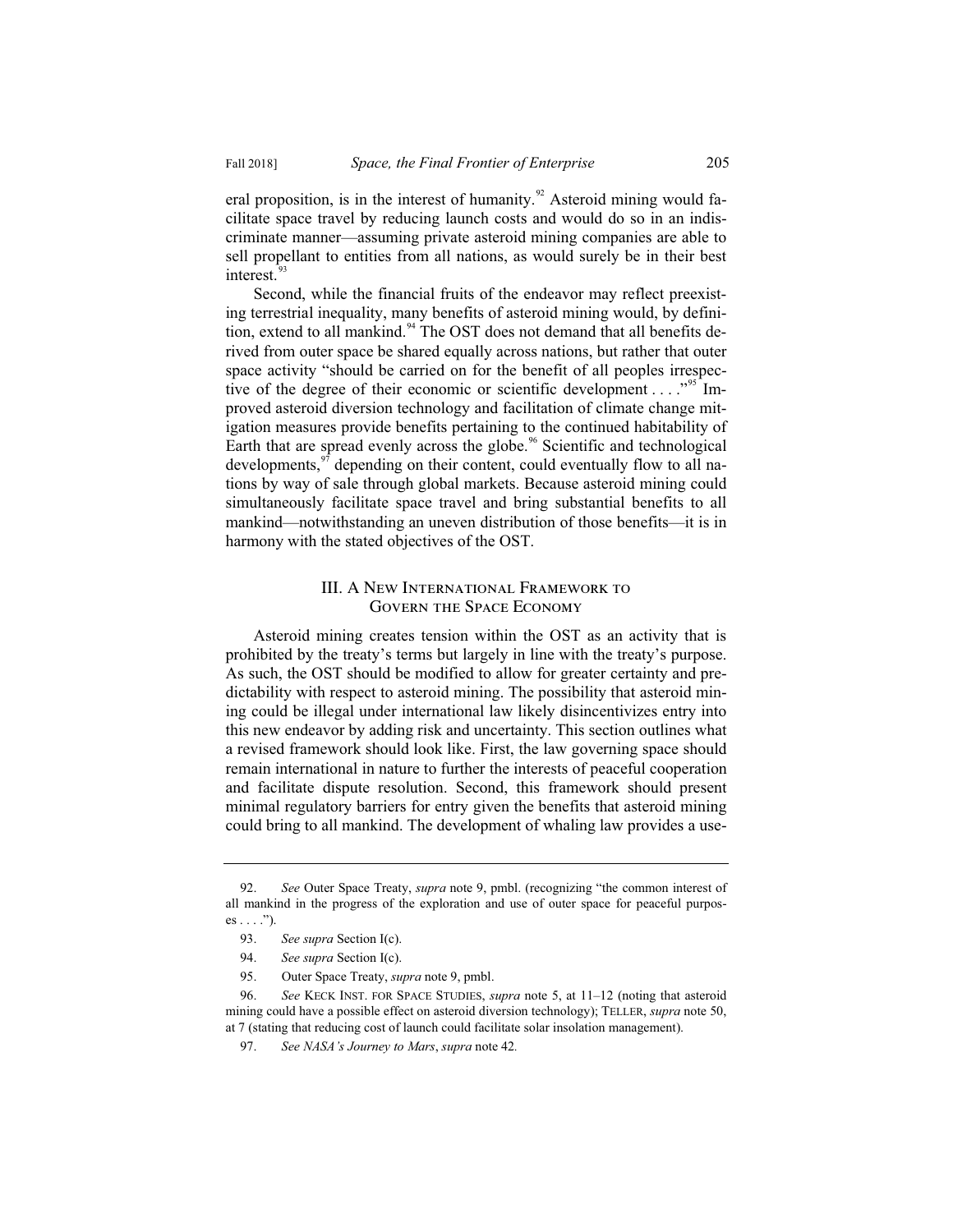eral proposition, is in the interest of humanity.[92] Asteroid mining would facilitate space travel by reducing launch costs and would do so in an indiscriminate manner—assuming private asteroid mining companies are able to sell propellant to entities from all nations, as would surely be in their best interest.[93]

Second, while the financial fruits of the endeavor may reflect preexisting terrestrial inequality, many benefits of asteroid mining would, by definition, extend to all mankind.[94] The OST does not demand that all benefits derived from outer space be shared equally across nations, but rather that outer space activity "should be carried on for the benefit of all peoples irrespective of the degree of their economic or scientific development . . . ."[95] Improved asteroid diversion technology and facilitation of climate change mitigation measures provide benefits pertaining to the continued habitability of Earth that are spread evenly across the globe.[96] Scientific and technological developments,[97] depending on their content, could eventually flow to all nations by way of sale through global markets. Because asteroid mining could simultaneously facilitate space travel and bring substantial benefits to all mankind—notwithstanding an uneven distribution of those benefits—it is in harmony with the stated objectives of the OST.

## III. A New International Framework to Govern the Space Economy

Asteroid mining creates tension within the OST as an activity that is prohibited by the treaty's terms but largely in line with the treaty's purpose. As such, the OST should be modified to allow for greater certainty and predictability with respect to asteroid mining. The possibility that asteroid mining could be illegal under international law likely disincentivizes entry into this new endeavor by adding risk and uncertainty. This section outlines what a revised framework should look like. First, the law governing space should remain international in nature to further the interests of peaceful cooperation and facilitate dispute resolution. Second, this framework should present minimal regulatory barriers for entry given the benefits that asteroid mining could bring to all mankind. The development of whaling law provides a use-

---

92. *See* Outer Space Treaty, *supra* note 9, pmbl. (recognizing "the common interest of all mankind in the progress of the exploration and use of outer space for peaceful purposes . . . .").

93. *See supra* Section I(c).

94. *See supra* Section I(c).

95. Outer Space Treaty, *supra* note 9, pmbl.

96. *See* Keck Inst. for Space Studies, *supra* note 5, at 11–12 (noting that asteroid mining could have a possible effect on asteroid diversion technology); Teller, *supra* note 50, at 7 (stating that reducing cost of launch could facilitate solar insolation management).

97. *See NASA's Journey to Mars*, *supra* note 42.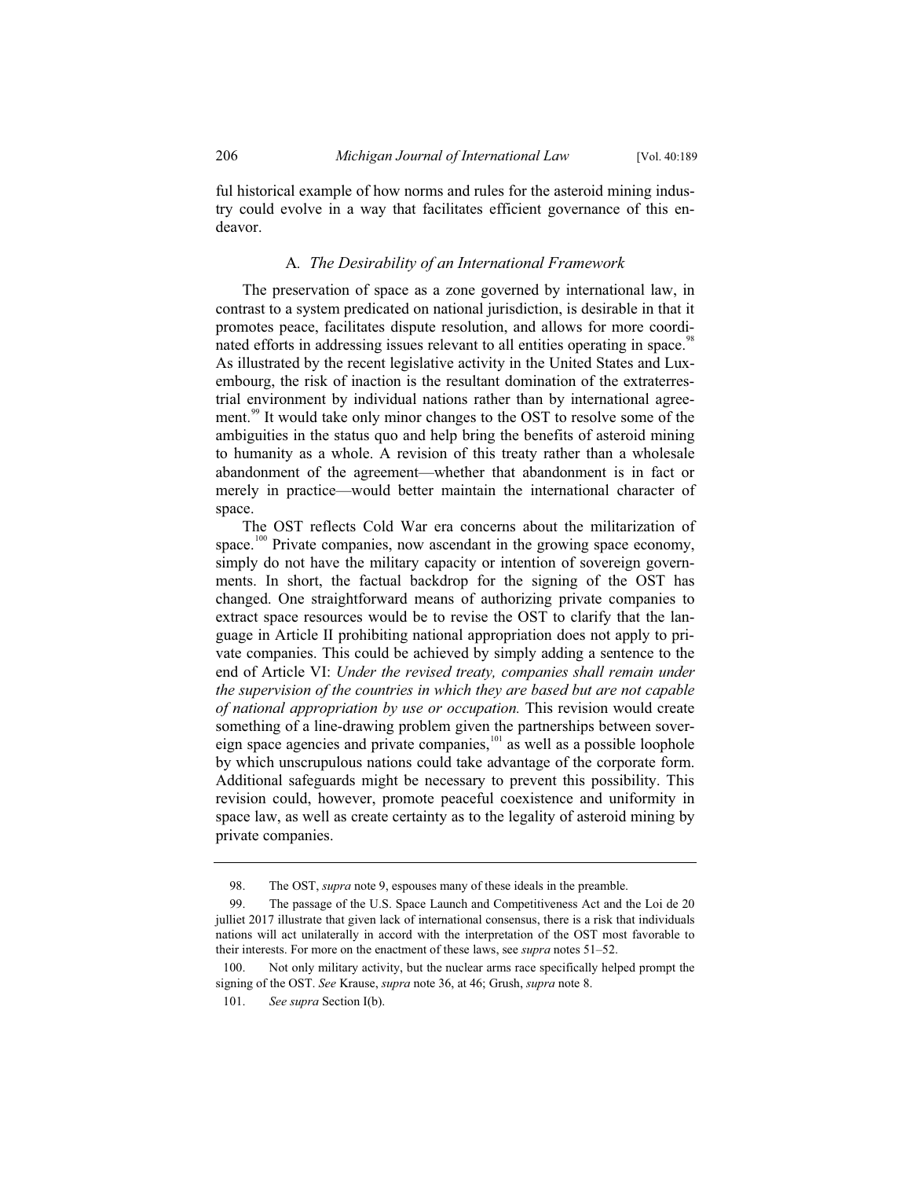ful historical example of how norms and rules for the asteroid mining industry could evolve in a way that facilitates efficient governance of this endeavor.

### A. *The Desirability of an International Framework*

The preservation of space as a zone governed by international law, in contrast to a system predicated on national jurisdiction, is desirable in that it promotes peace, facilitates dispute resolution, and allows for more coordinated efforts in addressing issues relevant to all entities operating in space.[98] As illustrated by the recent legislative activity in the United States and Luxembourg, the risk of inaction is the resultant domination of the extraterrestrial environment by individual nations rather than by international agreement.[99] It would take only minor changes to the OST to resolve some of the ambiguities in the status quo and help bring the benefits of asteroid mining to humanity as a whole. A revision of this treaty rather than a wholesale abandonment of the agreement—whether that abandonment is in fact or merely in practice—would better maintain the international character of space.

The OST reflects Cold War era concerns about the militarization of space.[100] Private companies, now ascendant in the growing space economy, simply do not have the military capacity or intention of sovereign governments. In short, the factual backdrop for the signing of the OST has changed. One straightforward means of authorizing private companies to extract space resources would be to revise the OST to clarify that the language in Article II prohibiting national appropriation does not apply to private companies. This could be achieved by simply adding a sentence to the end of Article VI: *Under the revised treaty, companies shall remain under the supervision of the countries in which they are based but are not capable of national appropriation by use or occupation.* This revision would create something of a line-drawing problem given the partnerships between sovereign space agencies and private companies,[101] as well as a possible loophole by which unscrupulous nations could take advantage of the corporate form. Additional safeguards might be necessary to prevent this possibility. This revision could, however, promote peaceful coexistence and uniformity in space law, as well as create certainty as to the legality of asteroid mining by private companies.

---

98. The OST, *supra* note 9, espouses many of these ideals in the preamble.

99. The passage of the U.S. Space Launch and Competitiveness Act and the Loi de 20 julliet 2017 illustrate that given lack of international consensus, there is a risk that individuals nations will act unilaterally in accord with the interpretation of the OST most favorable to their interests. For more on the enactment of these laws, see *supra* notes 51–52.

100. Not only military activity, but the nuclear arms race specifically helped prompt the signing of the OST. *See* Krause, *supra* note 36, at 46; Grush, *supra* note 8.

101. *See supra* Section I(b).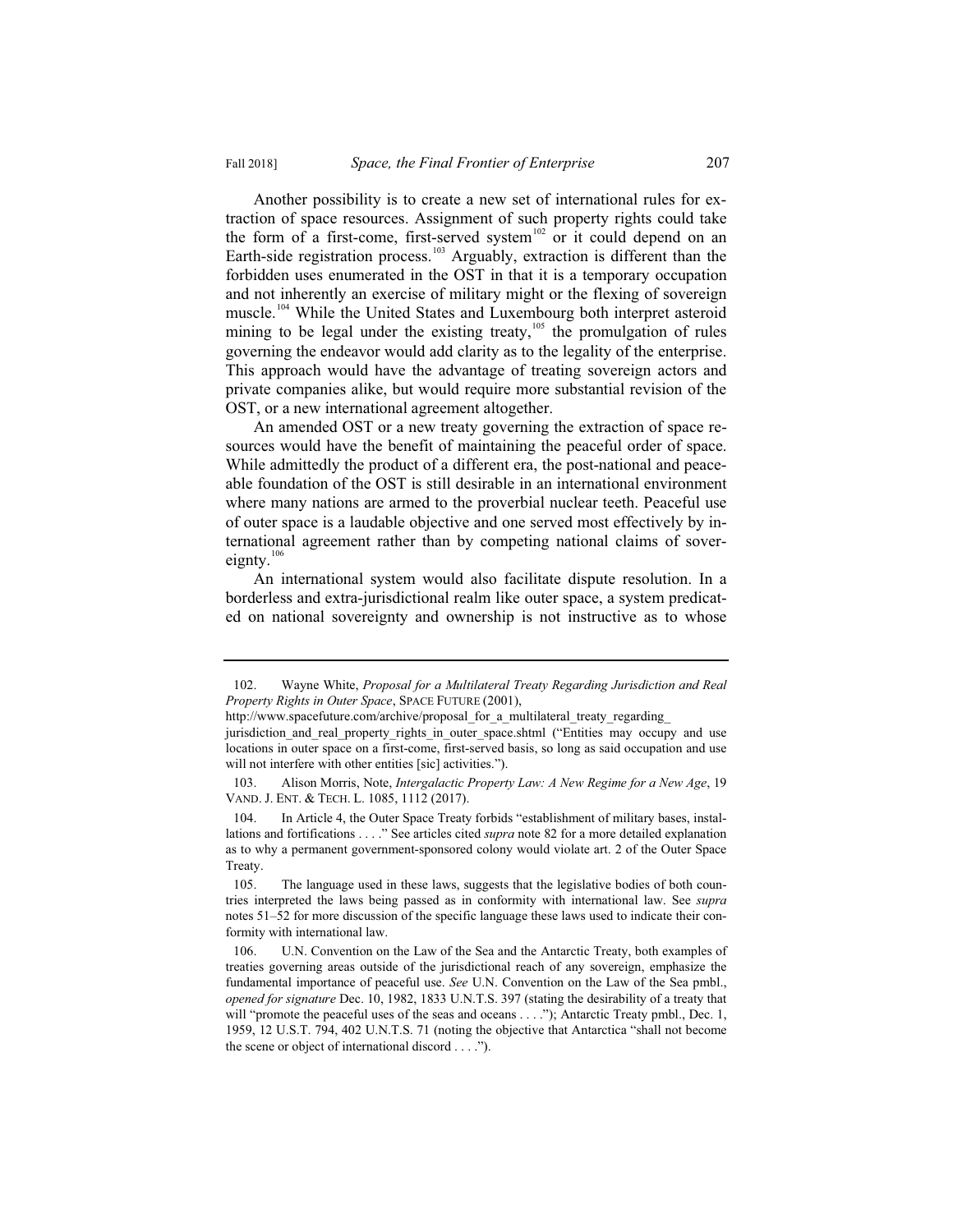Another possibility is to create a new set of international rules for extraction of space resources. Assignment of such property rights could take the form of a first-come, first-served system[102] or it could depend on an Earth-side registration process.[103] Arguably, extraction is different than the forbidden uses enumerated in the OST in that it is a temporary occupation and not inherently an exercise of military might or the flexing of sovereign muscle.[104] While the United States and Luxembourg both interpret asteroid mining to be legal under the existing treaty,[105] the promulgation of rules governing the endeavor would add clarity as to the legality of the enterprise. This approach would have the advantage of treating sovereign actors and private companies alike, but would require more substantial revision of the OST, or a new international agreement altogether.

An amended OST or a new treaty governing the extraction of space resources would have the benefit of maintaining the peaceful order of space. While admittedly the product of a different era, the post-national and peaceable foundation of the OST is still desirable in an international environment where many nations are armed to the proverbial nuclear teeth. Peaceful use of outer space is a laudable objective and one served most effectively by international agreement rather than by competing national claims of sovereignty.[106]

An international system would also facilitate dispute resolution. In a borderless and extra-jurisdictional realm like outer space, a system predicated on national sovereignty and ownership is not instructive as to whose

---

102. Wayne White, *Proposal for a Multilateral Treaty Regarding Jurisdiction and Real Property Rights in Outer Space*, SPACE FUTURE (2001), http://www.spacefuture.com/archive/proposal_for_a_multilateral_treaty_regarding_jurisdiction_and_real_property_rights_in_outer_space.shtml ("Entities may occupy and use locations in outer space on a first-come, first-served basis, so long as said occupation and use will not interfere with other entities [sic] activities.").

103. Alison Morris, Note, *Intergalactic Property Law: A New Regime for a New Age*, 19 VAND. J. ENT. & TECH. L. 1085, 1112 (2017).

104. In Article 4, the Outer Space Treaty forbids "establishment of military bases, installations and fortifications . . . ." See articles cited *supra* note 82 for a more detailed explanation as to why a permanent government-sponsored colony would violate art. 2 of the Outer Space Treaty.

105. The language used in these laws, suggests that the legislative bodies of both countries interpreted the laws being passed as in conformity with international law. See *supra* notes 51–52 for more discussion of the specific language these laws used to indicate their conformity with international law.

106. U.N. Convention on the Law of the Sea and the Antarctic Treaty, both examples of treaties governing areas outside of the jurisdictional reach of any sovereign, emphasize the fundamental importance of peaceful use. *See* U.N. Convention on the Law of the Sea pmbl., *opened for signature* Dec. 10, 1982, 1833 U.N.T.S. 397 (stating the desirability of a treaty that will "promote the peaceful uses of the seas and oceans . . . ."); Antarctic Treaty pmbl., Dec. 1, 1959, 12 U.S.T. 794, 402 U.N.T.S. 71 (noting the objective that Antarctica "shall not become the scene or object of international discord . . . .").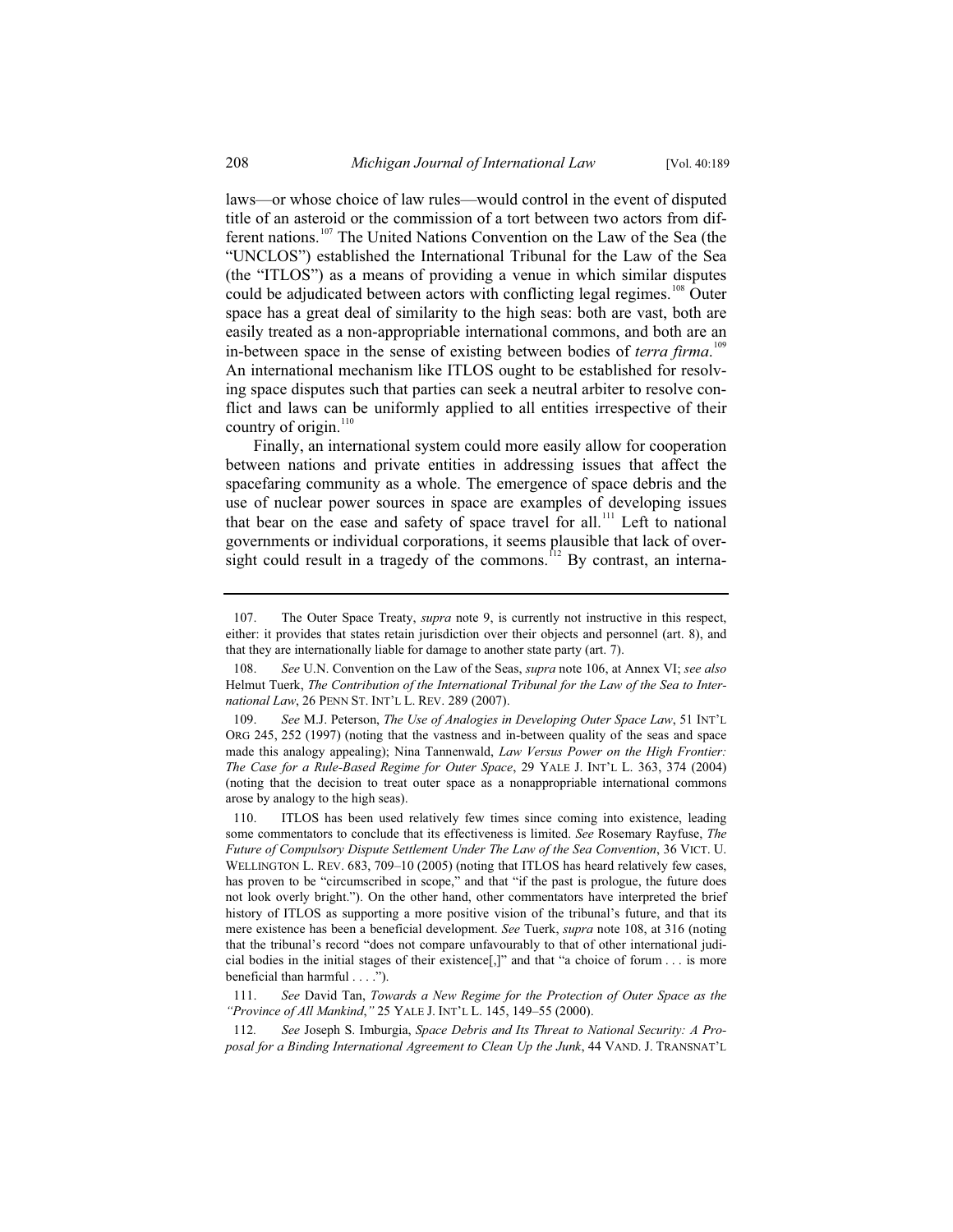laws—or whose choice of law rules—would control in the event of disputed title of an asteroid or the commission of a tort between two actors from different nations.[107] The United Nations Convention on the Law of the Sea (the "UNCLOS") established the International Tribunal for the Law of the Sea (the "ITLOS") as a means of providing a venue in which similar disputes could be adjudicated between actors with conflicting legal regimes.[108] Outer space has a great deal of similarity to the high seas: both are vast, both are easily treated as a non-appropriable international commons, and both are an in-between space in the sense of existing between bodies of *terra firma*.[109] An international mechanism like ITLOS ought to be established for resolving space disputes such that parties can seek a neutral arbiter to resolve conflict and laws can be uniformly applied to all entities irrespective of their country of origin.[110]

Finally, an international system could more easily allow for cooperation between nations and private entities in addressing issues that affect the spacefaring community as a whole. The emergence of space debris and the use of nuclear power sources in space are examples of developing issues that bear on the ease and safety of space travel for all.[111] Left to national governments or individual corporations, it seems plausible that lack of oversight could result in a tragedy of the commons.[112] By contrast, an interna-

---

107. The Outer Space Treaty, *supra* note 9, is currently not instructive in this respect, either: it provides that states retain jurisdiction over their objects and personnel (art. 8), and that they are internationally liable for damage to another state party (art. 7).

108. *See* U.N. Convention on the Law of the Seas, *supra* note 106, at Annex VI; *see also* Helmut Tuerk, *The Contribution of the International Tribunal for the Law of the Sea to International Law*, 26 PENN ST. INT'L L. REV. 289 (2007).

109. *See* M.J. Peterson, *The Use of Analogies in Developing Outer Space Law*, 51 INT'L ORG 245, 252 (1997) (noting that the vastness and in-between quality of the seas and space made this analogy appealing); Nina Tannenwald, *Law Versus Power on the High Frontier: The Case for a Rule-Based Regime for Outer Space*, 29 YALE J. INT'L L. 363, 374 (2004) (noting that the decision to treat outer space as a nonappropriable international commons arose by analogy to the high seas).

110. ITLOS has been used relatively few times since coming into existence, leading some commentators to conclude that its effectiveness is limited. *See* Rosemary Rayfuse, *The Future of Compulsory Dispute Settlement Under The Law of the Sea Convention*, 36 VICT. U. WELLINGTON L. REV. 683, 709–10 (2005) (noting that ITLOS has heard relatively few cases, has proven to be "circumscribed in scope," and that "if the past is prologue, the future does not look overly bright."). On the other hand, other commentators have interpreted the brief history of ITLOS as supporting a more positive vision of the tribunal's future, and that its mere existence has been a beneficial development. *See* Tuerk, *supra* note 108, at 316 (noting that the tribunal's record "does not compare unfavourably to that of other international judicial bodies in the initial stages of their existence[,]" and that "a choice of forum . . . is more beneficial than harmful . . . .").

111. *See* David Tan, *Towards a New Regime for the Protection of Outer Space as the "Province of All Mankind*,*"* 25 YALE J. INT'L L. 145, 149–55 (2000).

112. *See* Joseph S. Imburgia, *Space Debris and Its Threat to National Security: A Proposal for a Binding International Agreement to Clean Up the Junk*, 44 VAND. J. TRANSNAT'L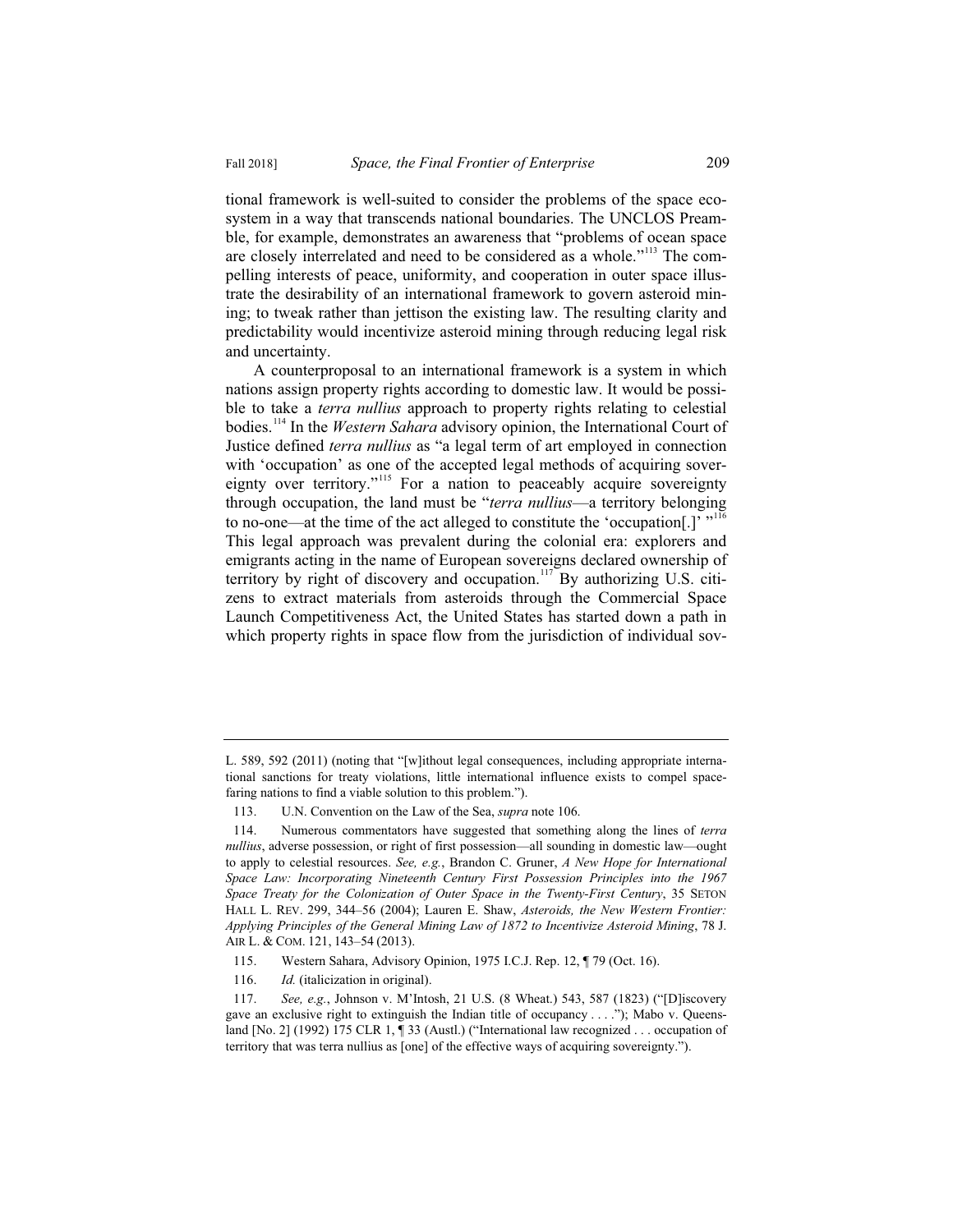tional framework is well-suited to consider the problems of the space ecosystem in a way that transcends national boundaries. The UNCLOS Preamble, for example, demonstrates an awareness that "problems of ocean space are closely interrelated and need to be considered as a whole."[113] The compelling interests of peace, uniformity, and cooperation in outer space illustrate the desirability of an international framework to govern asteroid mining; to tweak rather than jettison the existing law. The resulting clarity and predictability would incentivize asteroid mining through reducing legal risk and uncertainty.

A counterproposal to an international framework is a system in which nations assign property rights according to domestic law. It would be possible to take a *terra nullius* approach to property rights relating to celestial bodies.[114] In the *Western Sahara* advisory opinion, the International Court of Justice defined *terra nullius* as "a legal term of art employed in connection with 'occupation' as one of the accepted legal methods of acquiring sovereignty over territory."[115] For a nation to peaceably acquire sovereignty through occupation, the land must be "*terra nullius*—a territory belonging to no-one—at the time of the act alleged to constitute the 'occupation[.]' "[116] This legal approach was prevalent during the colonial era: explorers and emigrants acting in the name of European sovereigns declared ownership of territory by right of discovery and occupation.[117] By authorizing U.S. citizens to extract materials from asteroids through the Commercial Space Launch Competitiveness Act, the United States has started down a path in which property rights in space flow from the jurisdiction of individual sov-

---

L. 589, 592 (2011) (noting that "[w]ithout legal consequences, including appropriate international sanctions for treaty violations, little international influence exists to compel spacefaring nations to find a viable solution to this problem.").

113. U.N. Convention on the Law of the Sea, *supra* note 106.

114. Numerous commentators have suggested that something along the lines of *terra nullius*, adverse possession, or right of first possession—all sounding in domestic law—ought to apply to celestial resources. *See, e.g.*, Brandon C. Gruner, *A New Hope for International Space Law: Incorporating Nineteenth Century First Possession Principles into the 1967 Space Treaty for the Colonization of Outer Space in the Twenty-First Century*, 35 SETON HALL L. REV. 299, 344–56 (2004); Lauren E. Shaw, *Asteroids, the New Western Frontier: Applying Principles of the General Mining Law of 1872 to Incentivize Asteroid Mining*, 78 J. AIR L. & COM. 121, 143–54 (2013).

115. Western Sahara, Advisory Opinion, 1975 I.C.J. Rep. 12, ¶ 79 (Oct. 16).

116. *Id.* (italicization in original).

117. *See, e.g.*, Johnson v. M'Intosh, 21 U.S. (8 Wheat.) 543, 587 (1823) ("[D]iscovery gave an exclusive right to extinguish the Indian title of occupancy . . . ."); Mabo v. Queensland [No. 2] (1992) 175 CLR 1, ¶ 33 (Austl.) ("International law recognized . . . occupation of territory that was terra nullius as [one] of the effective ways of acquiring sovereignty.").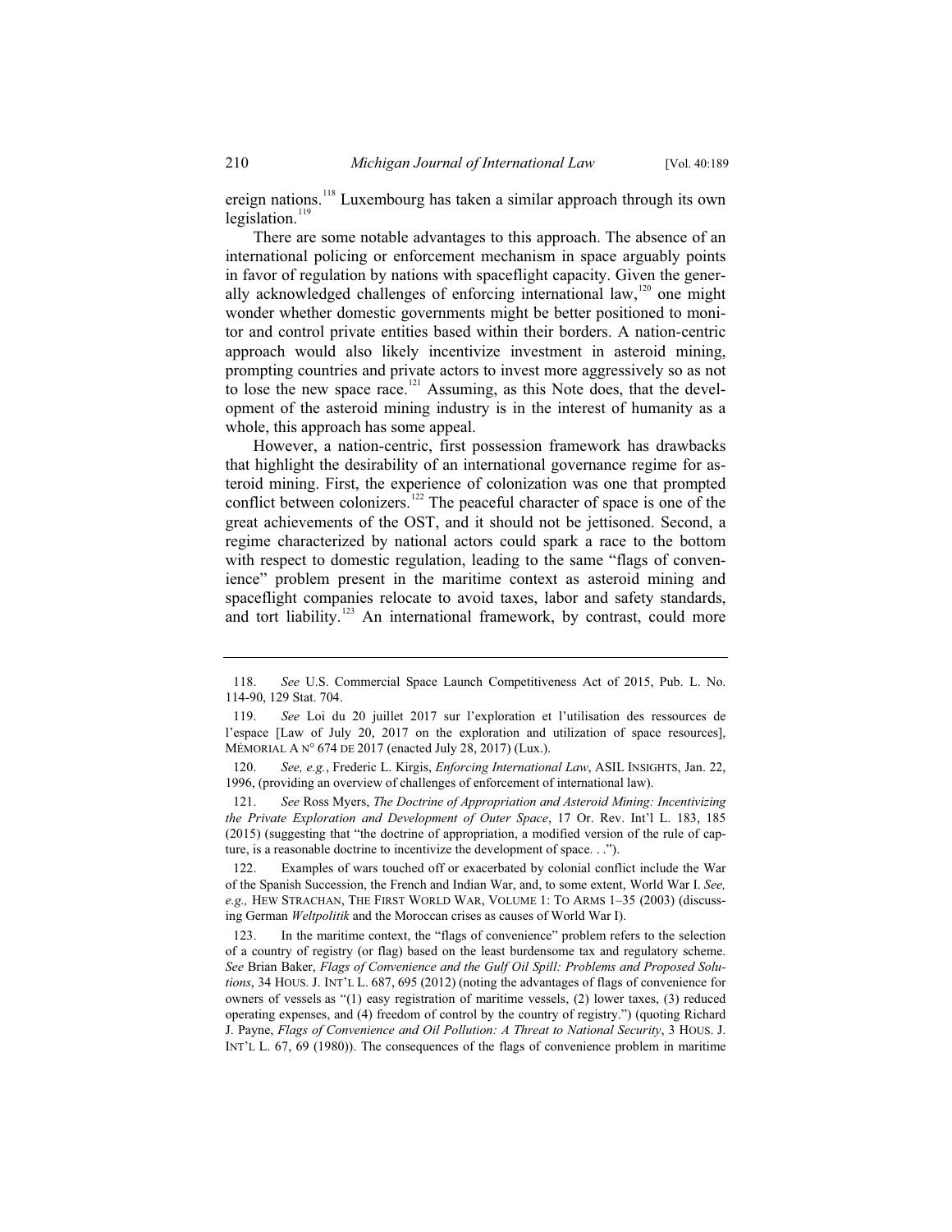ereign nations.[118] Luxembourg has taken a similar approach through its own legislation.[119]

There are some notable advantages to this approach. The absence of an international policing or enforcement mechanism in space arguably points in favor of regulation by nations with spaceflight capacity. Given the generally acknowledged challenges of enforcing international law,[120] one might wonder whether domestic governments might be better positioned to monitor and control private entities based within their borders. A nation-centric approach would also likely incentivize investment in asteroid mining, prompting countries and private actors to invest more aggressively so as not to lose the new space race.[121] Assuming, as this Note does, that the development of the asteroid mining industry is in the interest of humanity as a whole, this approach has some appeal.

However, a nation-centric, first possession framework has drawbacks that highlight the desirability of an international governance regime for asteroid mining. First, the experience of colonization was one that prompted conflict between colonizers.[122] The peaceful character of space is one of the great achievements of the OST, and it should not be jettisoned. Second, a regime characterized by national actors could spark a race to the bottom with respect to domestic regulation, leading to the same "flags of convenience" problem present in the maritime context as asteroid mining and spaceflight companies relocate to avoid taxes, labor and safety standards, and tort liability.[123] An international framework, by contrast, could more

---

118. *See* U.S. Commercial Space Launch Competitiveness Act of 2015, Pub. L. No. 114-90, 129 Stat. 704.

119. *See* Loi du 20 juillet 2017 sur l'exploration et l'utilisation des ressources de l'espace [Law of July 20, 2017 on the exploration and utilization of space resources], MÉMORIAL A N° 674 DE 2017 (enacted July 28, 2017) (Lux.).

120. *See, e.g.*, Frederic L. Kirgis, *Enforcing International Law*, ASIL INSIGHTS, Jan. 22, 1996, (providing an overview of challenges of enforcement of international law).

121. *See* Ross Myers, *The Doctrine of Appropriation and Asteroid Mining: Incentivizing the Private Exploration and Development of Outer Space*, 17 Or. Rev. Int'l L. 183, 185 (2015) (suggesting that "the doctrine of appropriation, a modified version of the rule of capture, is a reasonable doctrine to incentivize the development of space. . .").

122. Examples of wars touched off or exacerbated by colonial conflict include the War of the Spanish Succession, the French and Indian War, and, to some extent, World War I. *See, e.g.,* HEW STRACHAN, THE FIRST WORLD WAR, VOLUME 1: TO ARMS 1–35 (2003) (discussing German *Weltpolitik* and the Moroccan crises as causes of World War I).

123. In the maritime context, the "flags of convenience" problem refers to the selection of a country of registry (or flag) based on the least burdensome tax and regulatory scheme. *See* Brian Baker, *Flags of Convenience and the Gulf Oil Spill: Problems and Proposed Solutions*, 34 HOUS. J. INT'L L. 687, 695 (2012) (noting the advantages of flags of convenience for owners of vessels as "(1) easy registration of maritime vessels, (2) lower taxes, (3) reduced operating expenses, and (4) freedom of control by the country of registry.") (quoting Richard J. Payne, *Flags of Convenience and Oil Pollution: A Threat to National Security*, 3 HOUS. J. INT'L L. 67, 69 (1980)). The consequences of the flags of convenience problem in maritime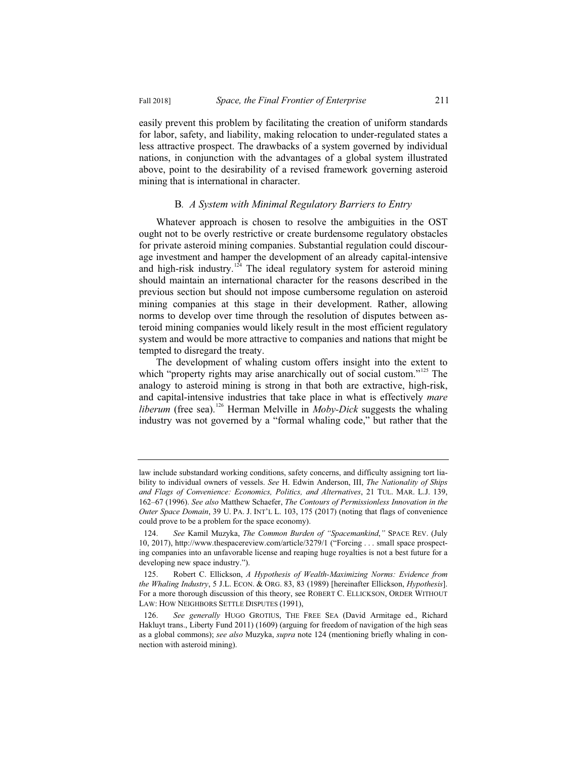easily prevent this problem by facilitating the creation of uniform standards for labor, safety, and liability, making relocation to under-regulated states a less attractive prospect. The drawbacks of a system governed by individual nations, in conjunction with the advantages of a global system illustrated above, point to the desirability of a revised framework governing asteroid mining that is international in character.

### B. *A System with Minimal Regulatory Barriers to Entry*

Whatever approach is chosen to resolve the ambiguities in the OST ought not to be overly restrictive or create burdensome regulatory obstacles for private asteroid mining companies. Substantial regulation could discourage investment and hamper the development of an already capital-intensive and high-risk industry.[124] The ideal regulatory system for asteroid mining should maintain an international character for the reasons described in the previous section but should not impose cumbersome regulation on asteroid mining companies at this stage in their development. Rather, allowing norms to develop over time through the resolution of disputes between asteroid mining companies would likely result in the most efficient regulatory system and would be more attractive to companies and nations that might be tempted to disregard the treaty.

The development of whaling custom offers insight into the extent to which "property rights may arise anarchically out of social custom."[125] The analogy to asteroid mining is strong in that both are extractive, high-risk, and capital-intensive industries that take place in what is effectively *mare liberum* (free sea).[126] Herman Melville in *Moby-Dick* suggests the whaling industry was not governed by a "formal whaling code," but rather that the

---

law include substandard working conditions, safety concerns, and difficulty assigning tort liability to individual owners of vessels. *See* H. Edwin Anderson, III, *The Nationality of Ships and Flags of Convenience: Economics, Politics, and Alternatives*, 21 TUL. MAR. L.J. 139, 162–67 (1996). *See also* Matthew Schaefer, *The Contours of Permissionless Innovation in the Outer Space Domain*, 39 U. PA. J. INT'L L. 103, 175 (2017) (noting that flags of convenience could prove to be a problem for the space economy).

124. *See* Kamil Muzyka, *The Common Burden of "Spacemankind*,*"* SPACE REV. (July 10, 2017), http://www.thespacereview.com/article/3279/1 ("Forcing . . . small space prospecting companies into an unfavorable license and reaping huge royalties is not a best future for a developing new space industry.").

125. Robert C. Ellickson, *A Hypothesis of Wealth-Maximizing Norms: Evidence from the Whaling Industry*, 5 J.L. ECON. & ORG. 83, 83 (1989) [hereinafter Ellickson, *Hypothesis*]. For a more thorough discussion of this theory, see ROBERT C. ELLICKSON, ORDER WITHOUT LAW: HOW NEIGHBORS SETTLE DISPUTES (1991),

126. *See generally* HUGO GROTIUS, THE FREE SEA (David Armitage ed., Richard Hakluyt trans., Liberty Fund 2011) (1609) (arguing for freedom of navigation of the high seas as a global commons); *see also* Muzyka, *supra* note 124 (mentioning briefly whaling in connection with asteroid mining).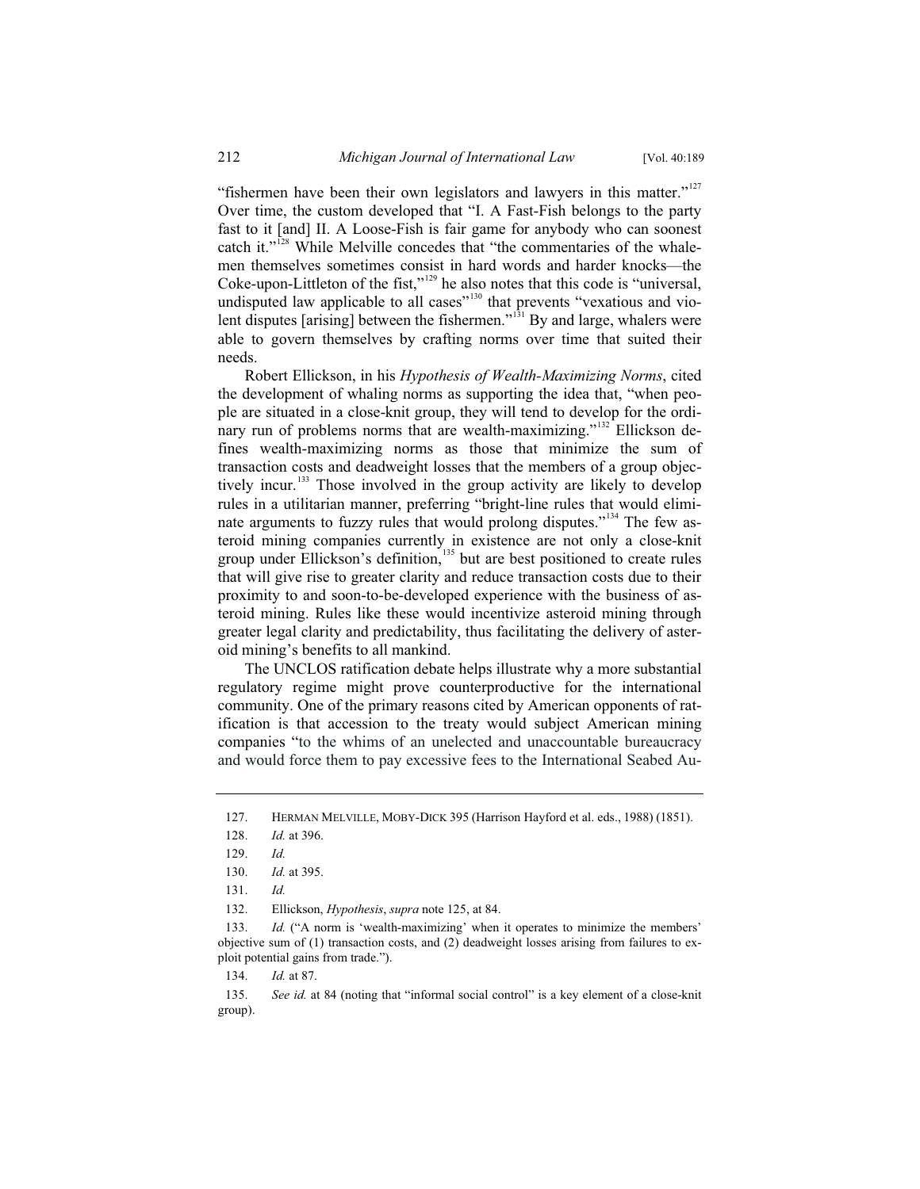"fishermen have been their own legislators and lawyers in this matter."[127] Over time, the custom developed that "I. A Fast-Fish belongs to the party fast to it [and] II. A Loose-Fish is fair game for anybody who can soonest catch it."[128] While Melville concedes that "the commentaries of the whalemen themselves sometimes consist in hard words and harder knocks—the Coke-upon-Littleton of the fist,"[129] he also notes that this code is "universal, undisputed law applicable to all cases"[130] that prevents "vexatious and violent disputes [arising] between the fishermen."[131] By and large, whalers were able to govern themselves by crafting norms over time that suited their needs.

Robert Ellickson, in his *Hypothesis of Wealth-Maximizing Norms*, cited the development of whaling norms as supporting the idea that, "when people are situated in a close-knit group, they will tend to develop for the ordinary run of problems norms that are wealth-maximizing."[132] Ellickson defines wealth-maximizing norms as those that minimize the sum of transaction costs and deadweight losses that the members of a group objectively incur.[133] Those involved in the group activity are likely to develop rules in a utilitarian manner, preferring "bright-line rules that would eliminate arguments to fuzzy rules that would prolong disputes."[134] The few asteroid mining companies currently in existence are not only a close-knit group under Ellickson's definition,[135] but are best positioned to create rules that will give rise to greater clarity and reduce transaction costs due to their proximity to and soon-to-be-developed experience with the business of asteroid mining. Rules like these would incentivize asteroid mining through greater legal clarity and predictability, thus facilitating the delivery of asteroid mining's benefits to all mankind.

The UNCLOS ratification debate helps illustrate why a more substantial regulatory regime might prove counterproductive for the international community. One of the primary reasons cited by American opponents of ratification is that accession to the treaty would subject American mining companies "to the whims of an unelected and unaccountable bureaucracy and would force them to pay excessive fees to the International Seabed Au-

---

127. HERMAN MELVILLE, MOBY-DICK 395 (Harrison Hayford et al. eds., 1988) (1851).

128. *Id.* at 396.

129. *Id.*

130. *Id.* at 395.

131. *Id.*

132. Ellickson, *Hypothesis*, *supra* note 125, at 84.

133. *Id.* ("A norm is 'wealth-maximizing' when it operates to minimize the members' objective sum of (1) transaction costs, and (2) deadweight losses arising from failures to exploit potential gains from trade.").

134. *Id.* at 87.

135. *See id.* at 84 (noting that "informal social control" is a key element of a close-knit group).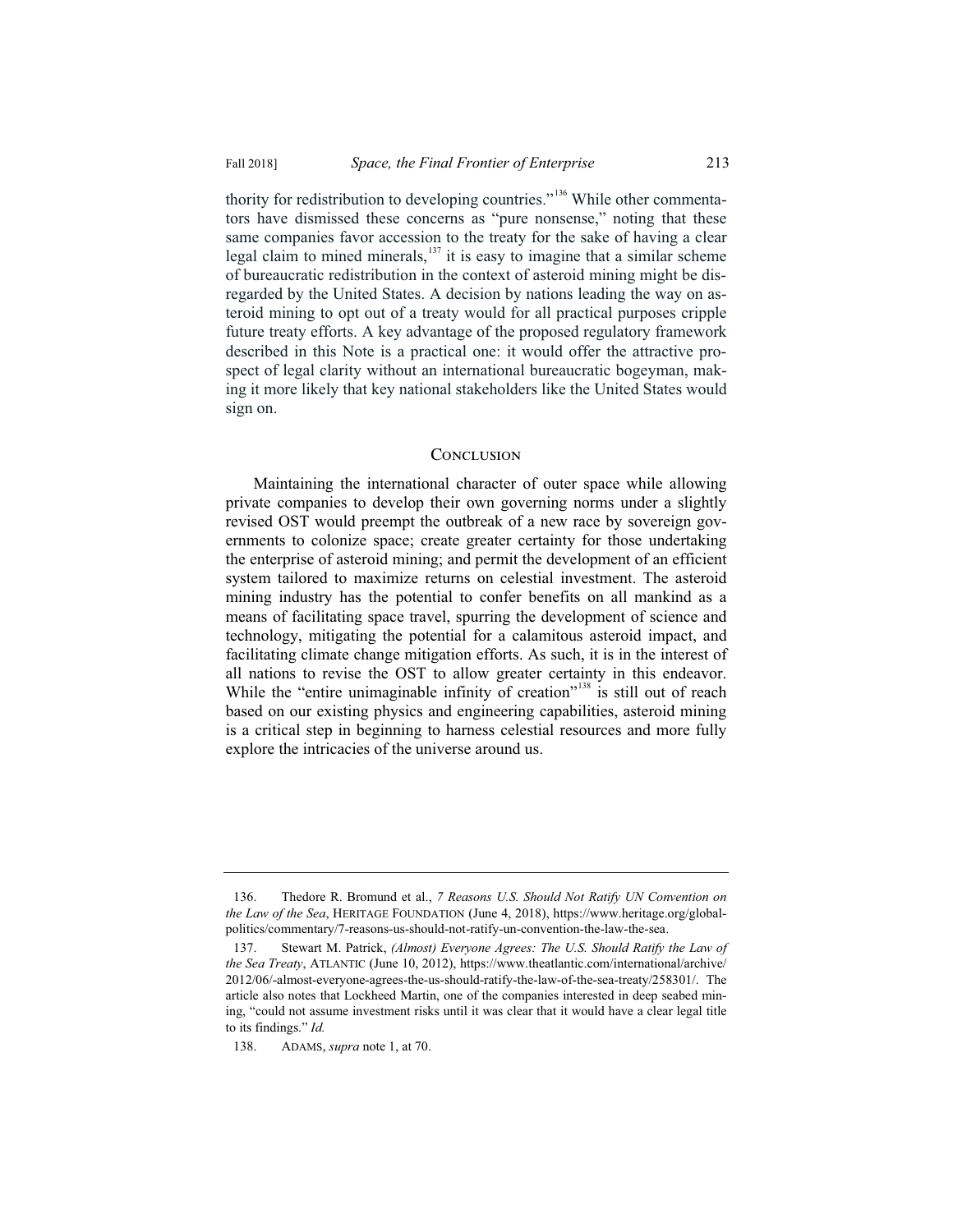thority for redistribution to developing countries."[136] While other commentators have dismissed these concerns as "pure nonsense," noting that these same companies favor accession to the treaty for the sake of having a clear legal claim to mined minerals,[137] it is easy to imagine that a similar scheme of bureaucratic redistribution in the context of asteroid mining might be disregarded by the United States. A decision by nations leading the way on asteroid mining to opt out of a treaty would for all practical purposes cripple future treaty efforts. A key advantage of the proposed regulatory framework described in this Note is a practical one: it would offer the attractive prospect of legal clarity without an international bureaucratic bogeyman, making it more likely that key national stakeholders like the United States would sign on.

## Conclusion

Maintaining the international character of outer space while allowing private companies to develop their own governing norms under a slightly revised OST would preempt the outbreak of a new race by sovereign governments to colonize space; create greater certainty for those undertaking the enterprise of asteroid mining; and permit the development of an efficient system tailored to maximize returns on celestial investment. The asteroid mining industry has the potential to confer benefits on all mankind as a means of facilitating space travel, spurring the development of science and technology, mitigating the potential for a calamitous asteroid impact, and facilitating climate change mitigation efforts. As such, it is in the interest of all nations to revise the OST to allow greater certainty in this endeavor. While the "entire unimaginable infinity of creation"[138] is still out of reach based on our existing physics and engineering capabilities, asteroid mining is a critical step in beginning to harness celestial resources and more fully explore the intricacies of the universe around us.

---

136. Thedore R. Bromund et al., *7 Reasons U.S. Should Not Ratify UN Convention on the Law of the Sea*, Heritage Foundation (June 4, 2018), https://www.heritage.org/global-politics/commentary/7-reasons-us-should-not-ratify-un-convention-the-law-the-sea.

137. Stewart M. Patrick, *(Almost) Everyone Agrees: The U.S. Should Ratify the Law of the Sea Treaty*, Atlantic (June 10, 2012), https://www.theatlantic.com/international/archive/2012/06/-almost-everyone-agrees-the-us-should-ratify-the-law-of-the-sea-treaty/258301/. The article also notes that Lockheed Martin, one of the companies interested in deep seabed mining, "could not assume investment risks until it was clear that it would have a clear legal title to its findings." *Id.*

138. Adams, *supra* note 1, at 70.